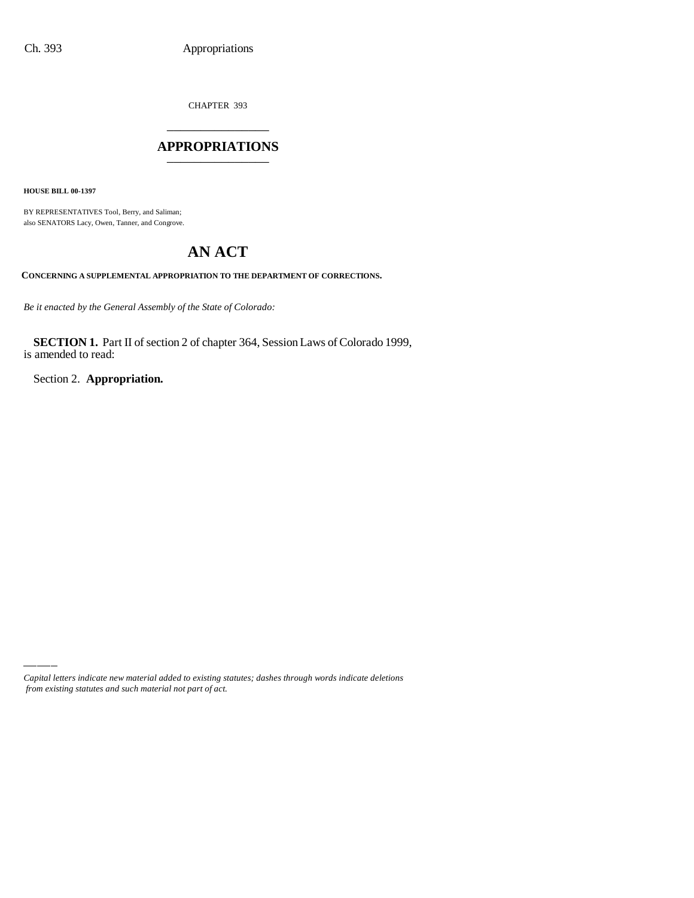CHAPTER 393

# APPROPRIATIONS

**HOUSE BILL 00-1397**

BY REPRESENTATIVES Tool, Berry, and Saliman;
also SENATORS Lacy, Owen, Tanner, and Congrove.

# AN ACT

**CONCERNING A SUPPLEMENTAL APPROPRIATION TO THE DEPARTMENT OF CORRECTIONS.**

*Be it enacted by the General Assembly of the State of Colorado:*

**SECTION 1.** Part II of section 2 of chapter 364, Session Laws of Colorado 1999, is amended to read:

Section 2. **Appropriation.**

*Capital letters indicate new material added to existing statutes; dashes through words indicate deletions from existing statutes and such material not part of act.*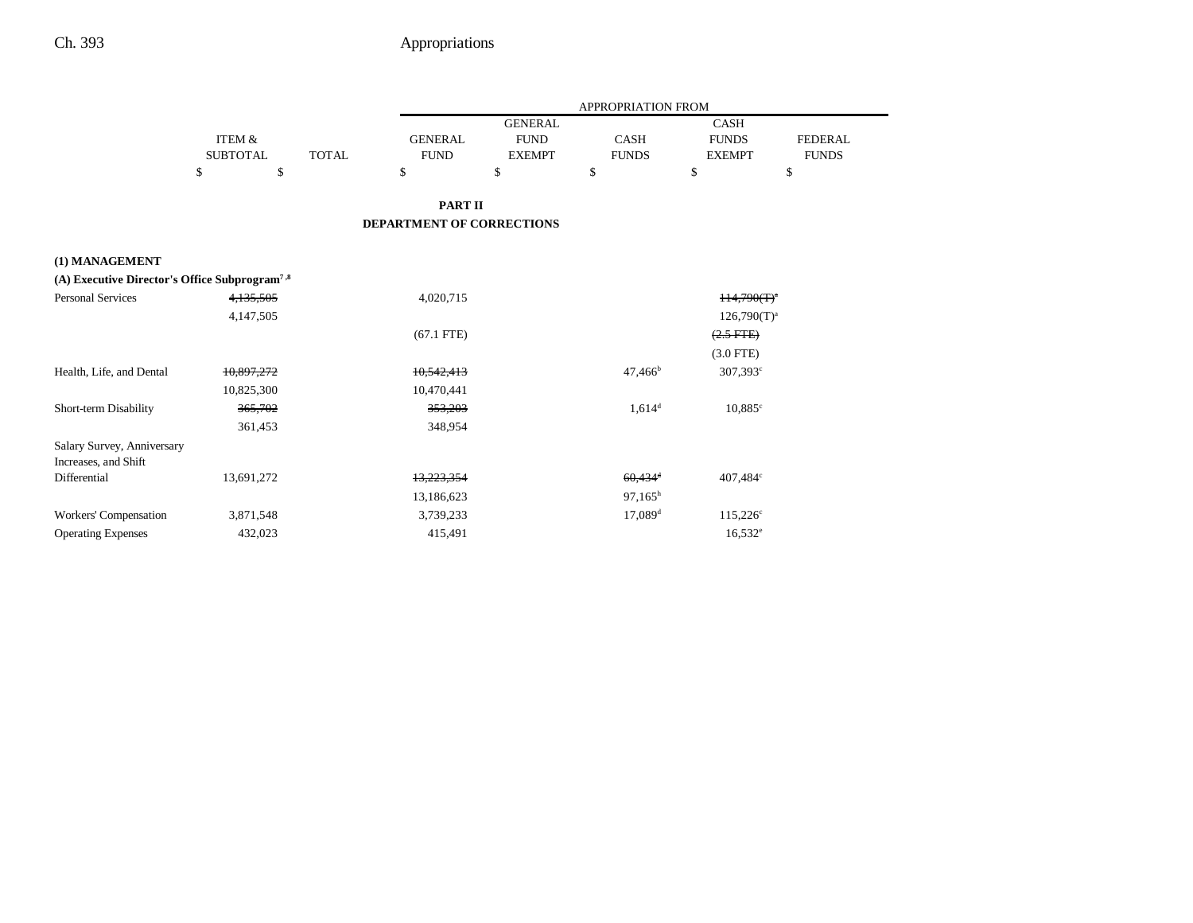|  | ITEM & SUBTOTAL | TOTAL | GENERAL FUND | GENERAL FUND EXEMPT | CASH FUNDS | CASH FUNDS EXEMPT | FEDERAL FUNDS |
|---|---|---|---|---|---|---|---|
|  | $ | $ | $ | $ | $ | $ | $ |

**PART II**
**DEPARTMENT OF CORRECTIONS**

**(1) MANAGEMENT**

**(A) Executive Director's Office Subprogram[7, 8]**

|  | ITEM & SUBTOTAL | TOTAL | GENERAL FUND | GENERAL FUND EXEMPT | CASH FUNDS | CASH FUNDS EXEMPT | FEDERAL FUNDS |
|---|---|---|---|---|---|---|---|
| Personal Services | ~~4,135,505~~ 4,147,505 |  | 4,020,715 (67.1 FTE) |  |  | ~~114,790(T)[a]~~ 126,790(T)[a] ~~(2.5 FTE)~~ (3.0 FTE) |  |
| Health, Life, and Dental | ~~10,897,272~~ 10,825,300 |  | ~~10,542,413~~ 10,470,441 |  | 47,466[b] | 307,393[c] |  |
| Short-term Disability | ~~365,702~~ 361,453 |  | ~~353,203~~ 348,954 |  | 1,614[d] | 10,885[c] |  |
| Salary Survey, Anniversary Increases, and Shift Differential | 13,691,272 |  | ~~13,223,354~~ 13,186,623 |  | ~~60,434[d]~~ 97,165[b] | 407,484[c] |  |
| Workers' Compensation | 3,871,548 |  | 3,739,233 |  | 17,089[d] | 115,226[c] |  |
| Operating Expenses | 432,023 |  | 415,491 |  |  | 16,532[e] |  |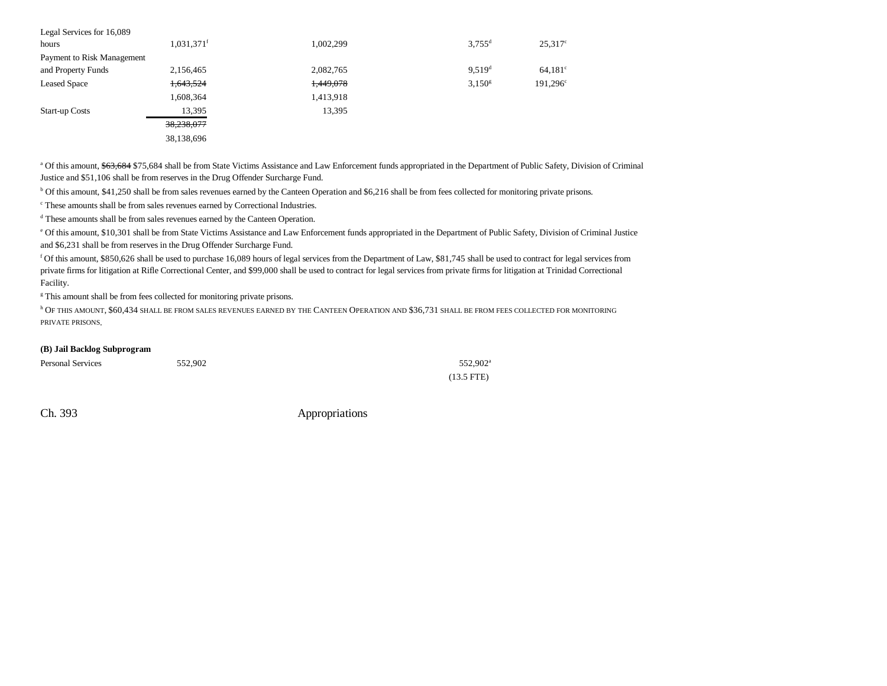| | | | | | |
|---|---|---|---|---|---|
| Legal Services for 16,089 hours | 1,031,371[f] | 1,002,299 | | 3,755[d] | 25,317[c] |
| Payment to Risk Management and Property Funds | 2,156,465 | 2,082,765 | | 9,519[d] | 64,181[c] |
| Leased Space | ~~1,643,524~~ 1,608,364 | ~~1,449,078~~ 1,413,918 | | 3,150[g] | 191,296[c] |
| Start-up Costs | 13,395 | 13,395 | | | |
| | ~~38,238,077~~ 38,138,696 | | | | |

[a] Of this amount, ~~$63,684~~ $75,684 shall be from State Victims Assistance and Law Enforcement funds appropriated in the Department of Public Safety, Division of Criminal Justice and $51,106 shall be from reserves in the Drug Offender Surcharge Fund.

[b] Of this amount, $41,250 shall be from sales revenues earned by the Canteen Operation and $6,216 shall be from fees collected for monitoring private prisons.

[c] These amounts shall be from sales revenues earned by Correctional Industries.

[d] These amounts shall be from sales revenues earned by the Canteen Operation.

[e] Of this amount, $10,301 shall be from State Victims Assistance and Law Enforcement funds appropriated in the Department of Public Safety, Division of Criminal Justice and $6,231 shall be from reserves in the Drug Offender Surcharge Fund.

[f] Of this amount, $850,626 shall be used to purchase 16,089 hours of legal services from the Department of Law, $81,745 shall be used to contract for legal services from private firms for litigation at Rifle Correctional Center, and $99,000 shall be used to contract for legal services from private firms for litigation at Trinidad Correctional Facility.

[g] This amount shall be from fees collected for monitoring private prisons.

[h] OF THIS AMOUNT, $60,434 SHALL BE FROM SALES REVENUES EARNED BY THE CANTEEN OPERATION AND $36,731 SHALL BE FROM FEES COLLECTED FOR MONITORING PRIVATE PRISONS.

**(B) Jail Backlog Subprogram**

| | | | | | |
|---|---|---|---|---|---|
| Personal Services | 552,902 | | | 552,902[a] (13.5 FTE) | |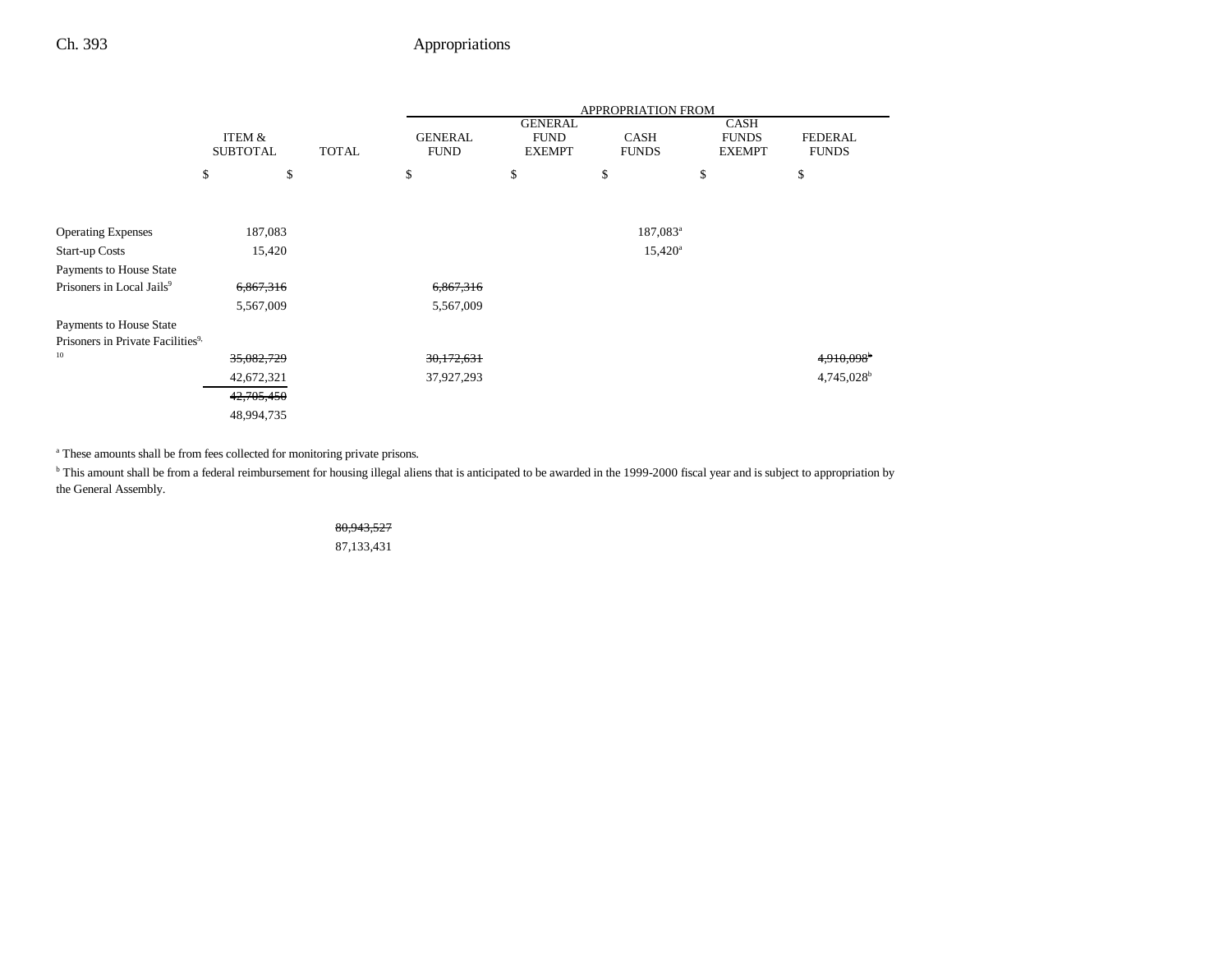|  | ITEM & SUBTOTAL | TOTAL | GENERAL FUND | GENERAL FUND EXEMPT | CASH FUNDS | CASH FUNDS EXEMPT | FEDERAL FUNDS |
|---|---|---|---|---|---|---|---|
|  | $ | $ | $ | $ | $ | $ | $ |
| Operating Expenses | 187,083 |  |  |  | 187,083[a] |  |  |
| Start-up Costs | 15,420 |  |  |  | 15,420[a] |  |  |
| Payments to House State Prisoners in Local Jails[9] | ~~6,867,316~~ |  | ~~6,867,316~~ |  |  |  |  |
|  | 5,567,009 |  | 5,567,009 |  |  |  |  |
| Payments to House State Prisoners in Private Facilities[9, 10] | ~~35,082,729~~ |  | ~~30,172,631~~ |  |  |  | ~~4,910,098~~[b] |
|  | 42,672,321 |  | 37,927,293 |  |  |  | 4,745,028[b] |
|  | ~~42,705,450~~ |  |  |  |  |  |  |
|  | 48,994,735 |  |  |  |  |  |  |

[a] These amounts shall be from fees collected for monitoring private prisons.

[b] This amount shall be from a federal reimbursement for housing illegal aliens that is anticipated to be awarded in the 1999-2000 fiscal year and is subject to appropriation by the General Assembly.

|  | ITEM & SUBTOTAL | TOTAL | GENERAL FUND | GENERAL FUND EXEMPT | CASH FUNDS | CASH FUNDS EXEMPT | FEDERAL FUNDS |
|---|---|---|---|---|---|---|---|
|  |  | ~~80,943,527~~ |  |  |  |  |  |
|  |  | 87,133,431 |  |  |  |  |  |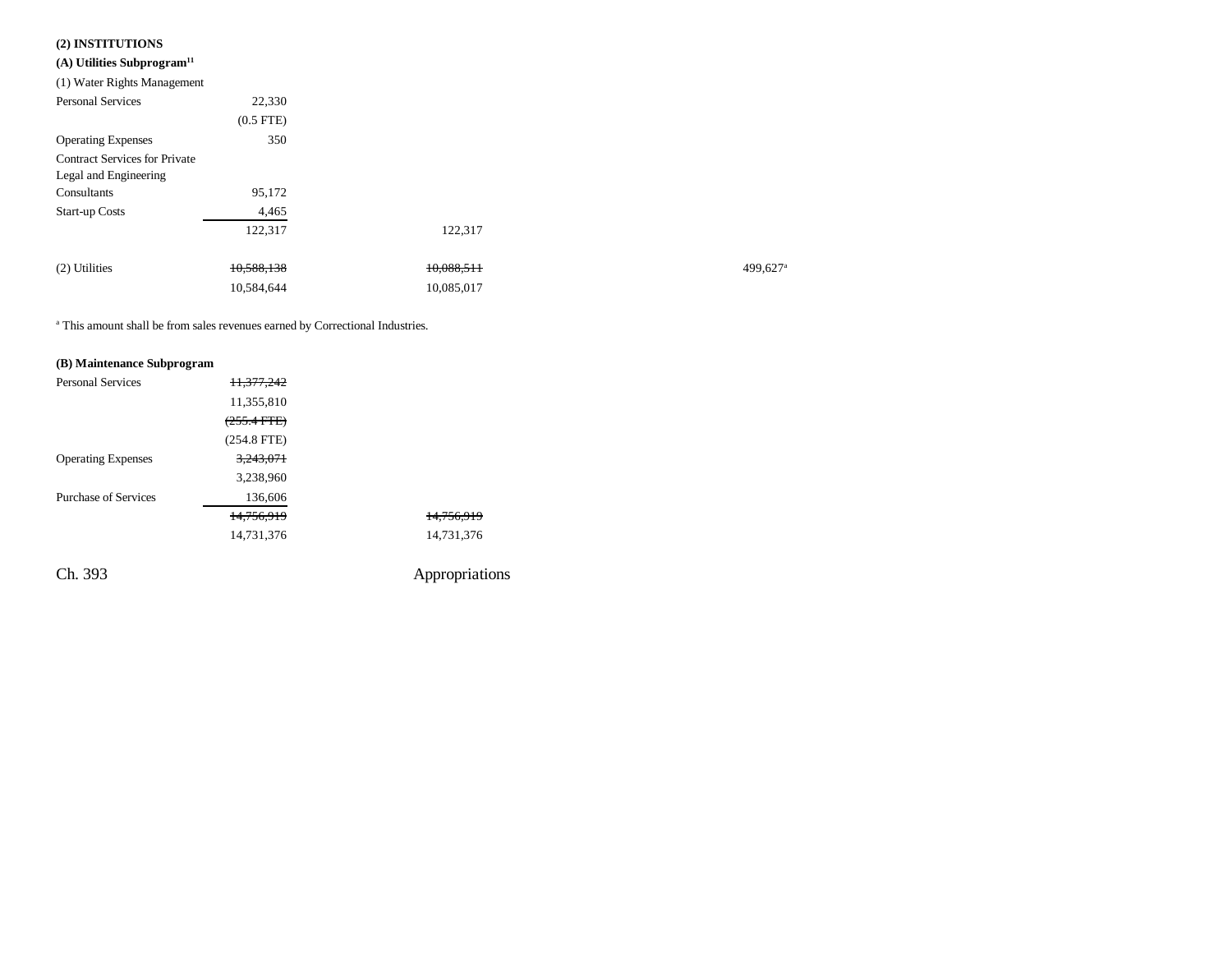**(2) INSTITUTIONS**

**(A) Utilities Subprogram[11]**

| | | | | |
|---|---|---|---|---|
| (1) Water Rights Management | | | | |
| Personal Services | 22,330 | | | |
| | (0.5 FTE) | | | |
| Operating Expenses | 350 | | | |
| Contract Services for Private Legal and Engineering Consultants | 95,172 | | | |
| Start-up Costs | 4,465 | | | |
| | 122,317 | 122,317 | | |
| (2) Utilities | ~~10,588,138~~ | ~~10,088,511~~ | | 499,627[a] |
| | 10,584,644 | 10,085,017 | | |

[a] This amount shall be from sales revenues earned by Correctional Industries.

**(B) Maintenance Subprogram**

| | | |
|---|---|---|
| Personal Services | ~~11,377,242~~ | |
| | 11,355,810 | |
| | ~~(255.4 FTE)~~ | |
| | (254.8 FTE) | |
| Operating Expenses | ~~3,243,071~~ | |
| | 3,238,960 | |
| Purchase of Services | 136,606 | |
| | ~~14,756,919~~ | ~~14,756,919~~ |
| | 14,731,376 | 14,731,376 |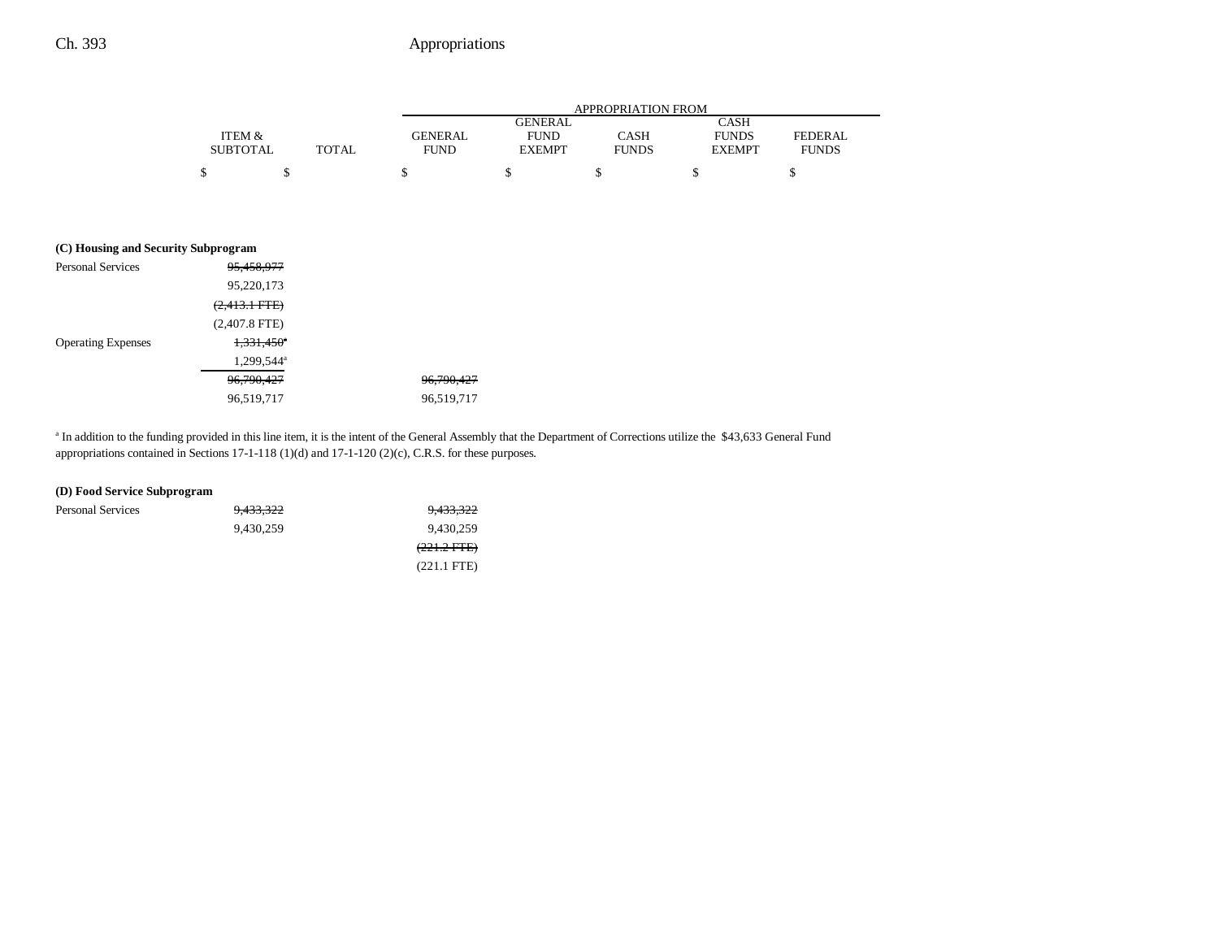| | ITEM & SUBTOTAL | TOTAL | GENERAL FUND | GENERAL FUND EXEMPT | CASH FUNDS | CASH FUNDS EXEMPT | FEDERAL FUNDS |
|---|---|---|---|---|---|---|---|
| | $ | $ | $ | $ | $ | $ | $ |
| **(C) Housing and Security Subprogram** | | | | | | | |
| Personal Services | ~~95,458,977~~ | | | | | | |
| | 95,220,173 | | | | | | |
| | ~~(2,413.1 FTE)~~ | | | | | | |
| | (2,407.8 FTE) | | | | | | |
| Operating Expenses | ~~1,331,450~~[a] | | | | | | |
| | 1,299,544[a] | | | | | | |
| | ~~96,790,427~~ | | ~~96,790,427~~ | | | | |
| | 96,519,717 | | 96,519,717 | | | | |

[a] In addition to the funding provided in this line item, it is the intent of the General Assembly that the Department of Corrections utilize the $43,633 General Fund appropriations contained in Sections 17-1-118 (1)(d) and 17-1-120 (2)(c), C.R.S. for these purposes.

| | ITEM & SUBTOTAL | TOTAL | GENERAL FUND | GENERAL FUND EXEMPT | CASH FUNDS | CASH FUNDS EXEMPT | FEDERAL FUNDS |
|---|---|---|---|---|---|---|---|
| **(D) Food Service Subprogram** | | | | | | | |
| Personal Services | ~~9,433,322~~ | | ~~9,433,322~~ | | | | |
| | 9,430,259 | | 9,430,259 | | | | |
| | | | ~~(221.2 FTE)~~ | | | | |
| | | | (221.1 FTE) | | | | |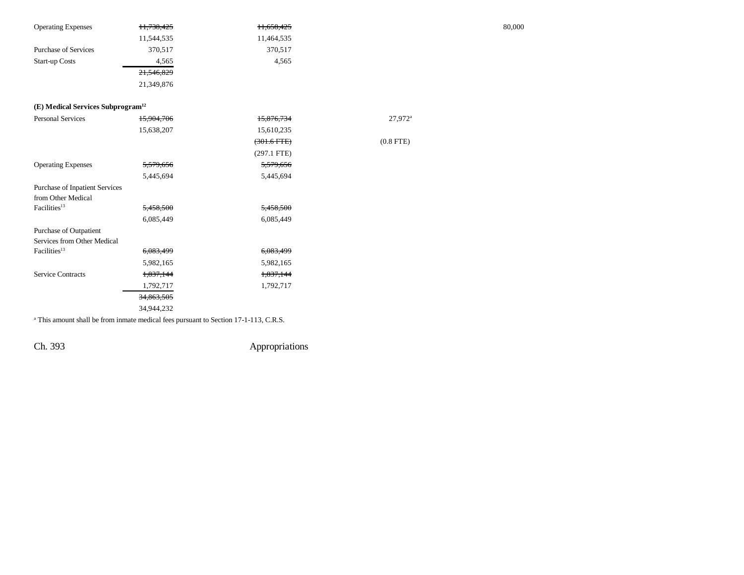| | | | | | |
|---|---|---|---|---|---|
| Operating Expenses | ~~11,738,425~~ | ~~11,658,425~~ | | | 80,000 |
| | 11,544,535 | 11,464,535 | | | |
| Purchase of Services | 370,517 | 370,517 | | | |
| Start-up Costs | 4,565 | 4,565 | | | |
| | ~~21,546,829~~ | | | | |
| | 21,349,876 | | | | |

**(E) Medical Services Subprogram[12]**

| | | | | | |
|---|---|---|---|---|---|
| Personal Services | ~~15,904,706~~ | ~~15,876,734~~ | 27,972[a] | | |
| | 15,638,207 | 15,610,235 | | | |
| | | ~~(301.6 FTE)~~ | (0.8 FTE) | | |
| | | (297.1 FTE) | | | |
| Operating Expenses | ~~5,579,656~~ | ~~5,579,656~~ | | | |
| | 5,445,694 | 5,445,694 | | | |
| Purchase of Inpatient Services from Other Medical Facilities[13] | ~~5,458,500~~ | ~~5,458,500~~ | | | |
| | 6,085,449 | 6,085,449 | | | |
| Purchase of Outpatient Services from Other Medical Facilities[13] | ~~6,083,499~~ | ~~6,083,499~~ | | | |
| | 5,982,165 | 5,982,165 | | | |
| Service Contracts | ~~1,837,144~~ | ~~1,837,144~~ | | | |
| | 1,792,717 | 1,792,717 | | | |
| | ~~34,863,505~~ | | | | |
| | 34,944,232 | | | | |

[a] This amount shall be from inmate medical fees pursuant to Section 17-1-113, C.R.S.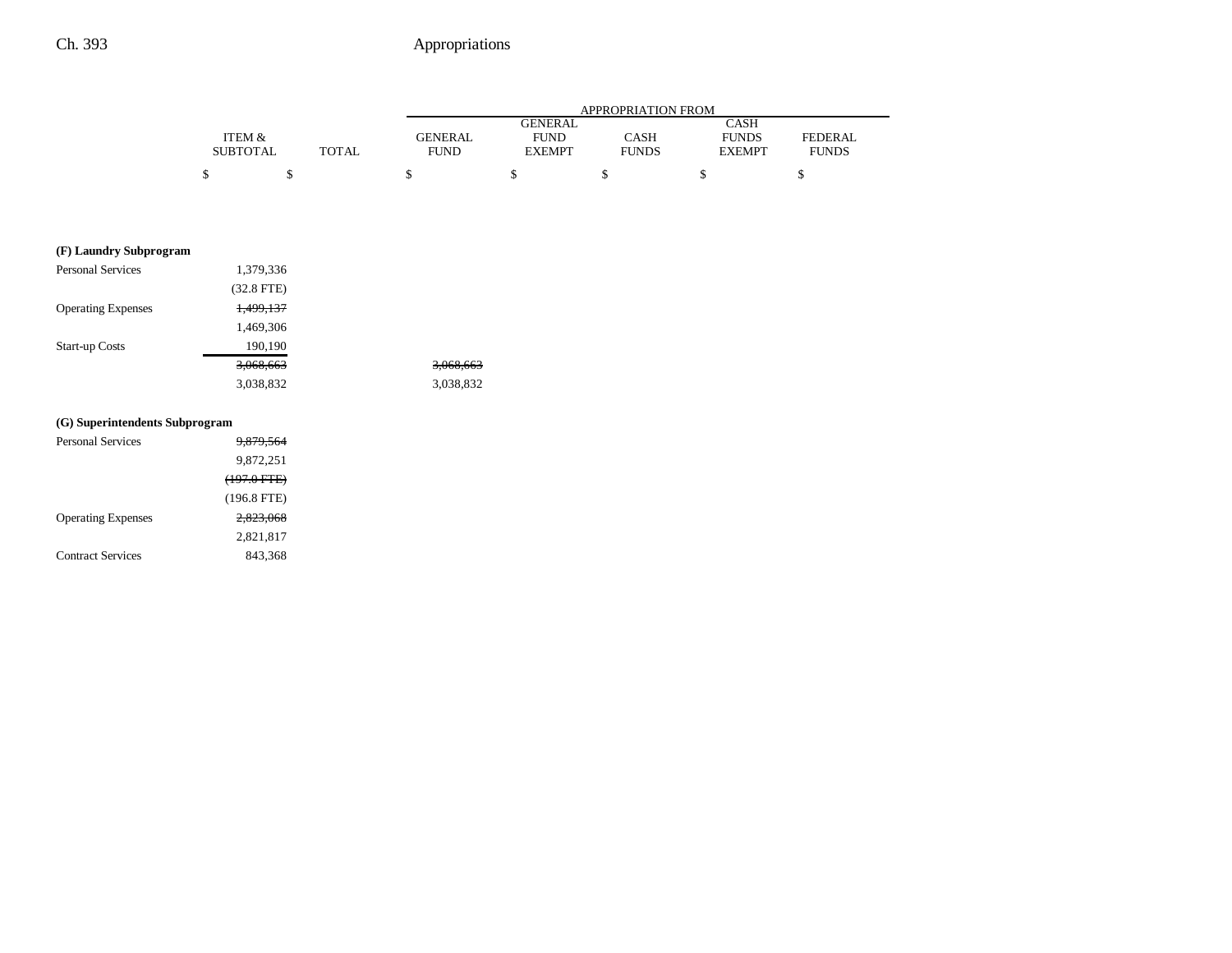| | ITEM & SUBTOTAL | TOTAL | APPROPRIATION FROM GENERAL FUND | GENERAL FUND EXEMPT | CASH FUNDS | CASH FUNDS EXEMPT | FEDERAL FUNDS |
|---|---|---|---|---|---|---|---|
| | $ | $ | $ | $ | $ | $ | $ |
| **(F) Laundry Subprogram** | | | | | | | |
| Personal Services | 1,379,336 | | | | | | |
| | (32.8 FTE) | | | | | | |
| Operating Expenses | ~~1,499,137~~ | | | | | | |
| | 1,469,306 | | | | | | |
| Start-up Costs | 190,190 | | | | | | |
| | ~~3,068,663~~ | | ~~3,068,663~~ | | | | |
| | 3,038,832 | | 3,038,832 | | | | |
| **(G) Superintendents Subprogram** | | | | | | | |
| Personal Services | ~~9,879,564~~ | | | | | | |
| | 9,872,251 | | | | | | |
| | ~~(197.0 FTE)~~ | | | | | | |
| | (196.8 FTE) | | | | | | |
| Operating Expenses | ~~2,823,068~~ | | | | | | |
| | 2,821,817 | | | | | | |
| Contract Services | 843,368 | | | | | | |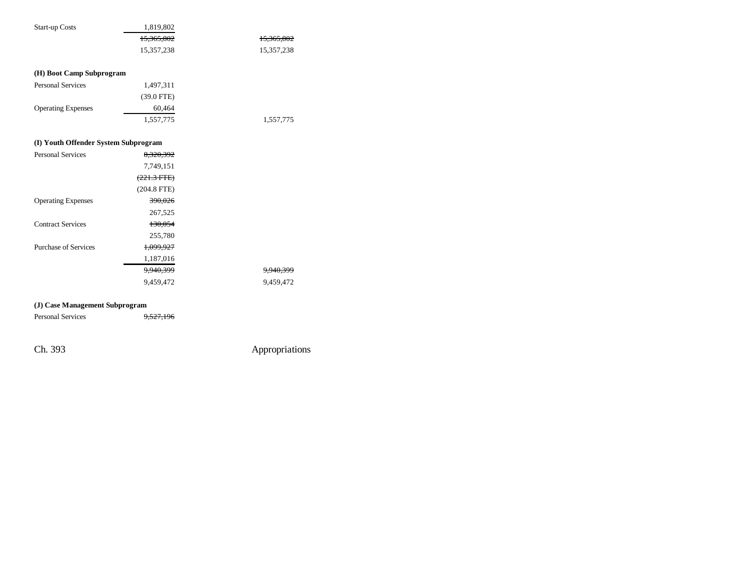| | | |
|---|---|---|
| Start-up Costs | 1,819,802 | |
| | ~~15,365,802~~ | ~~15,365,802~~ |
| | 15,357,238 | 15,357,238 |

**(H) Boot Camp Subprogram**

| | | |
|---|---|---|
| Personal Services | 1,497,311 | |
| | (39.0 FTE) | |
| Operating Expenses | 60,464 | |
| | 1,557,775 | 1,557,775 |

**(I) Youth Offender System Subprogram**

| | | |
|---|---|---|
| Personal Services | ~~8,320,392~~ | |
| | 7,749,151 | |
| | ~~(221.3 FTE)~~ | |
| | (204.8 FTE) | |
| Operating Expenses | ~~390,026~~ | |
| | 267,525 | |
| Contract Services | ~~130,054~~ | |
| | 255,780 | |
| Purchase of Services | ~~1,099,927~~ | |
| | 1,187,016 | |
| | ~~9,940,399~~ | ~~9,940,399~~ |
| | 9,459,472 | 9,459,472 |

**(J) Case Management Subprogram**

| | | |
|---|---|---|
| Personal Services | ~~9,527,196~~ | |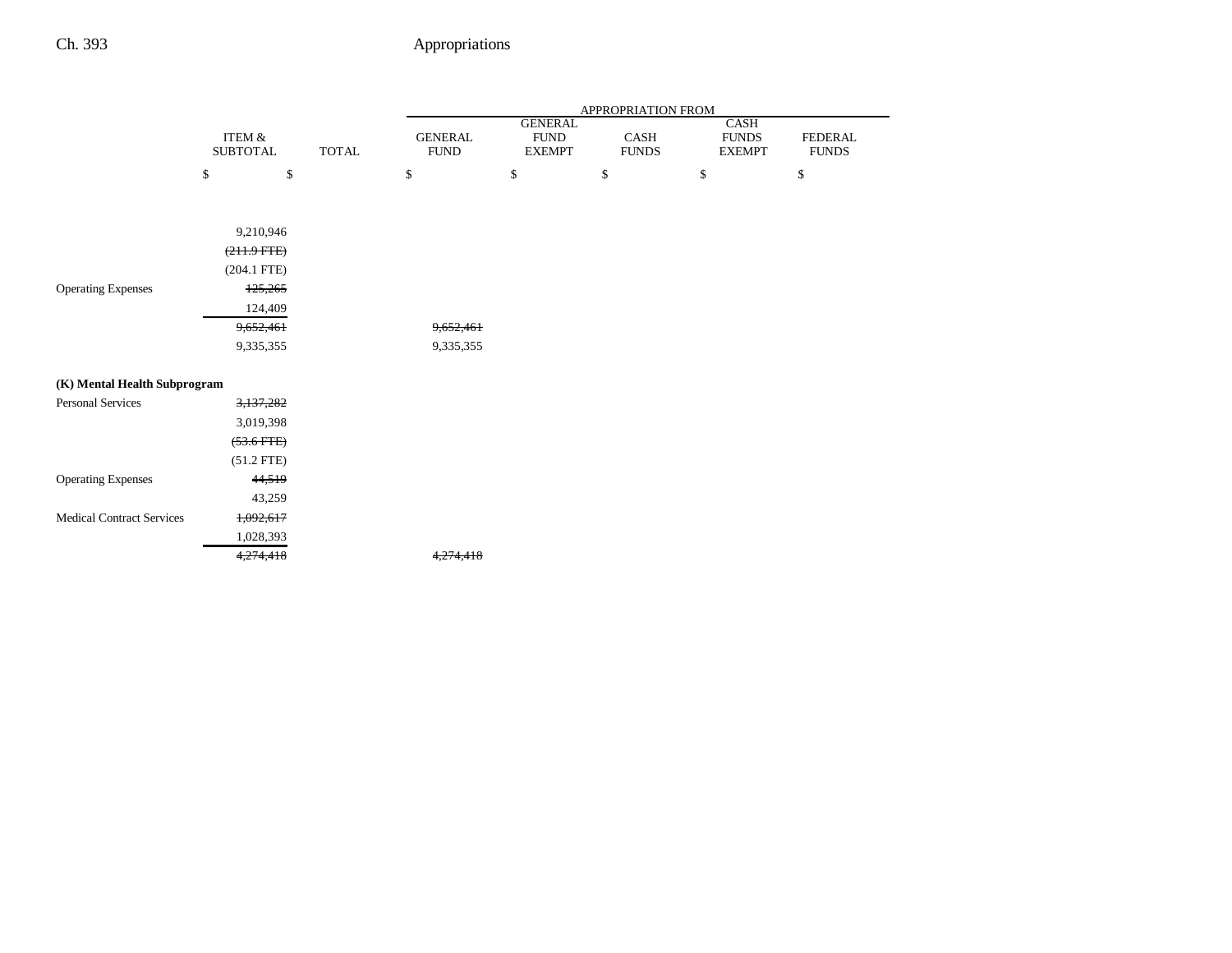| | ITEM & SUBTOTAL | TOTAL | APPROPRIATION FROM GENERAL FUND | GENERAL FUND EXEMPT | CASH FUNDS | CASH FUNDS EXEMPT | FEDERAL FUNDS |
|---|---|---|---|---|---|---|---|
| | $ | $ | $ | $ | $ | $ | $ |
| | 9,210,946 | | | | | | |
| | ~~(211.9 FTE)~~ | | | | | | |
| | (204.1 FTE) | | | | | | |
| Operating Expenses | ~~125,265~~ | | | | | | |
| | 124,409 | | | | | | |
| | ~~9,652,461~~ | | ~~9,652,461~~ | | | | |
| | 9,335,355 | | 9,335,355 | | | | |
| **(K) Mental Health Subprogram** | | | | | | | |
| Personal Services | ~~3,137,282~~ | | | | | | |
| | 3,019,398 | | | | | | |
| | ~~(53.6 FTE)~~ | | | | | | |
| | (51.2 FTE) | | | | | | |
| Operating Expenses | ~~44,519~~ | | | | | | |
| | 43,259 | | | | | | |
| Medical Contract Services | ~~1,092,617~~ | | | | | | |
| | 1,028,393 | | | | | | |
| | ~~4,274,418~~ | | ~~4,274,418~~ | | | | |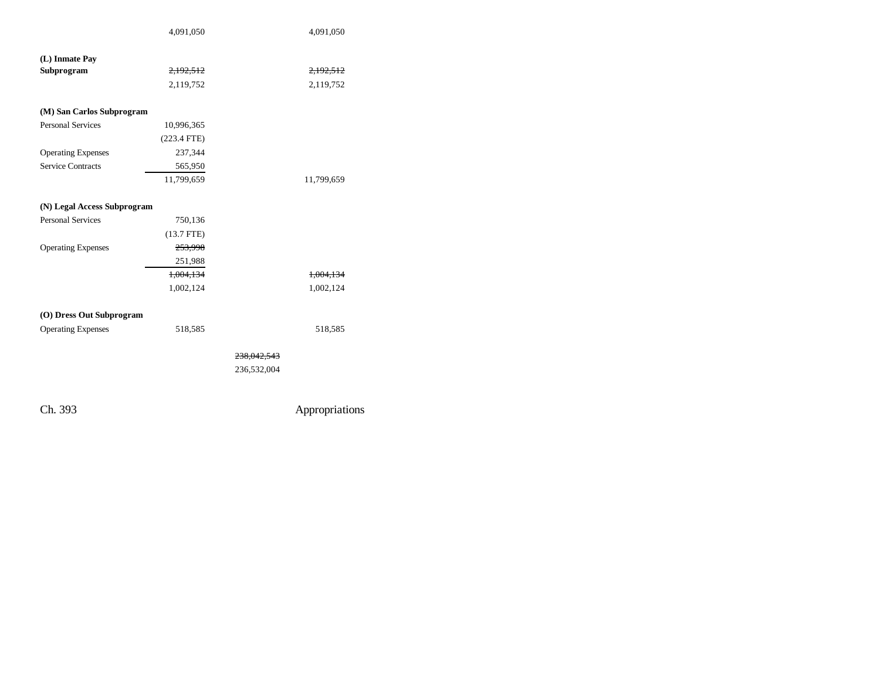| | | | |
|---|---|---|---|
| | 4,091,050 | | 4,091,050 |
| **(L) Inmate Pay Subprogram** | ~~2,192,512~~ | | ~~2,192,512~~ |
| | 2,119,752 | | 2,119,752 |
| **(M) San Carlos Subprogram** | | | |
| Personal Services | 10,996,365 | | |
| | (223.4 FTE) | | |
| Operating Expenses | 237,344 | | |
| Service Contracts | 565,950 | | |
| | 11,799,659 | | 11,799,659 |
| **(N) Legal Access Subprogram** | | | |
| Personal Services | 750,136 | | |
| | (13.7 FTE) | | |
| Operating Expenses | ~~253,998~~ | | |
| | 251,988 | | |
| | ~~1,004,134~~ | | ~~1,004,134~~ |
| | 1,002,124 | | 1,002,124 |
| **(O) Dress Out Subprogram** | | | |
| Operating Expenses | 518,585 | | 518,585 |
| | | ~~238,042,543~~ | |
| | | 236,532,004 | |

Ch. 393 Appropriations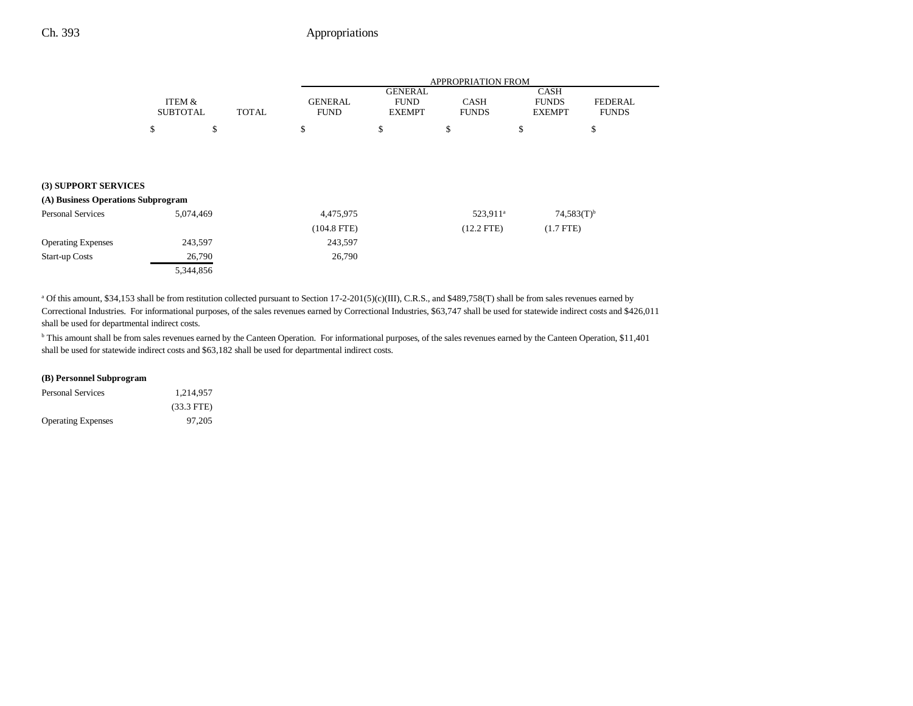| | ITEM & SUBTOTAL | TOTAL | APPROPRIATION FROM GENERAL FUND | GENERAL FUND EXEMPT | CASH FUNDS | CASH FUNDS EXEMPT | FEDERAL FUNDS |
|---|---|---|---|---|---|---|---|
| | $ | $ | $ | $ | $ | $ | $ |
| **(3) SUPPORT SERVICES** | | | | | | | |
| **(A) Business Operations Subprogram** | | | | | | | |
| Personal Services | 5,074,469 | | 4,475,975 | | 523,911[a] | 74,583(T)[b] | |
| | | | (104.8 FTE) | | (12.2 FTE) | (1.7 FTE) | |
| Operating Expenses | 243,597 | | 243,597 | | | | |
| Start-up Costs | 26,790 | | 26,790 | | | | |
| | 5,344,856 | | | | | | |

[a] Of this amount, $34,153 shall be from restitution collected pursuant to Section 17-2-201(5)(c)(III), C.R.S., and $489,758(T) shall be from sales revenues earned by Correctional Industries. For informational purposes, of the sales revenues earned by Correctional Industries, $63,747 shall be used for statewide indirect costs and $426,011 shall be used for departmental indirect costs.

[b] This amount shall be from sales revenues earned by the Canteen Operation. For informational purposes, of the sales revenues earned by the Canteen Operation, $11,401 shall be used for statewide indirect costs and $63,182 shall be used for departmental indirect costs.

| | ITEM & SUBTOTAL | TOTAL | GENERAL FUND | GENERAL FUND EXEMPT | CASH FUNDS | CASH FUNDS EXEMPT | FEDERAL FUNDS |
|---|---|---|---|---|---|---|---|
| **(B) Personnel Subprogram** | | | | | | | |
| Personal Services | 1,214,957 | | | | | | |
| | (33.3 FTE) | | | | | | |
| Operating Expenses | 97,205 | | | | | | |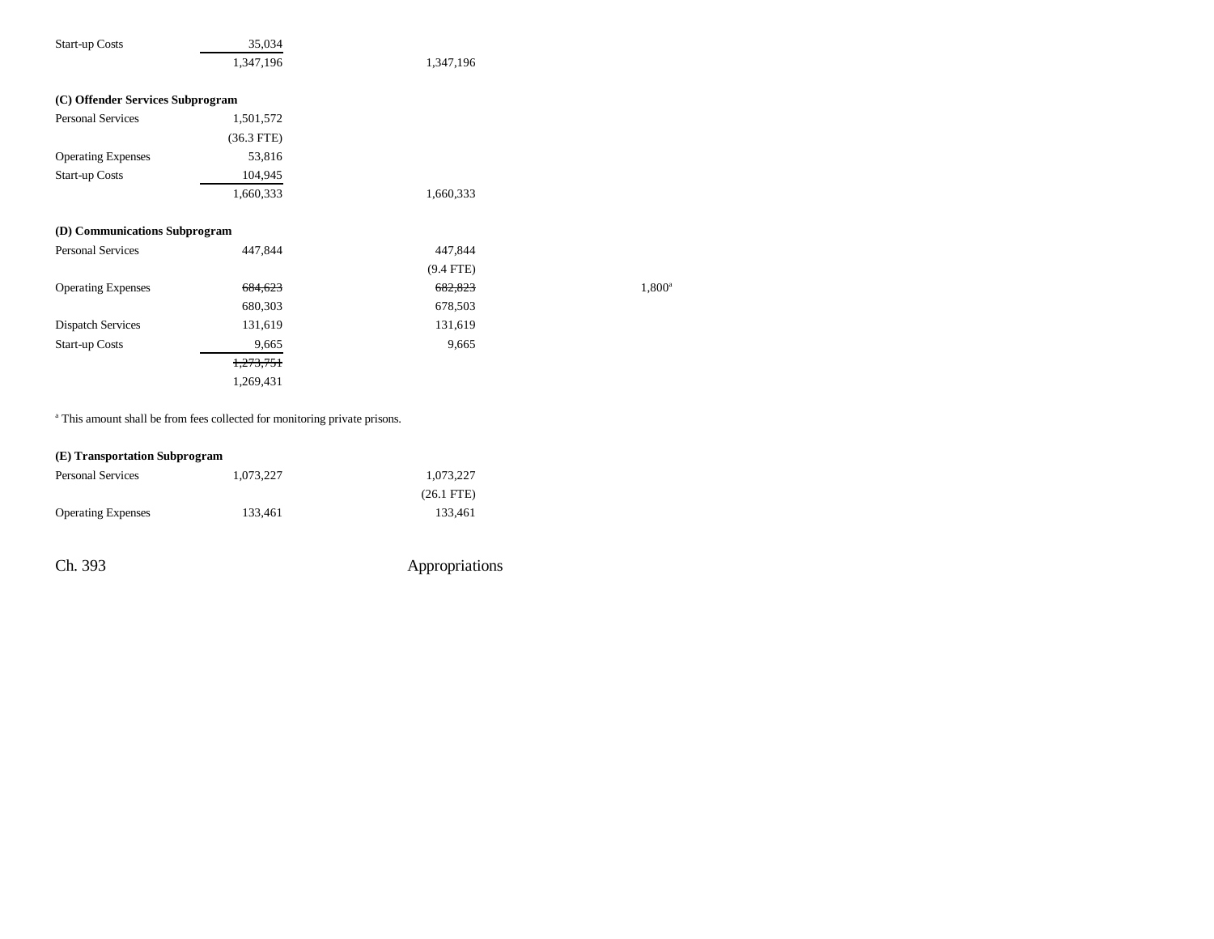| | | | |
|---|---|---|---|
| Start-up Costs | 35,034 | | |
| | 1,347,196 | 1,347,196 | |
| | | | |
| **(C) Offender Services Subprogram** | | | |
| Personal Services | 1,501,572 | | |
| | (36.3 FTE) | | |
| Operating Expenses | 53,816 | | |
| Start-up Costs | 104,945 | | |
| | 1,660,333 | 1,660,333 | |
| | | | |
| **(D) Communications Subprogram** | | | |
| Personal Services | 447,844 | 447,844 | |
| | | (9.4 FTE) | |
| Operating Expenses | ~~684,623~~ | ~~682,823~~ | 1,800[a] |
| | 680,303 | 678,503 | |
| Dispatch Services | 131,619 | 131,619 | |
| Start-up Costs | 9,665 | 9,665 | |
| | ~~1,273,751~~ | | |
| | 1,269,431 | | |

[a] This amount shall be from fees collected for monitoring private prisons.

| | | | |
|---|---|---|---|
| **(E) Transportation Subprogram** | | | |
| Personal Services | 1,073,227 | 1,073,227 | |
| | | (26.1 FTE) | |
| Operating Expenses | 133,461 | 133,461 | |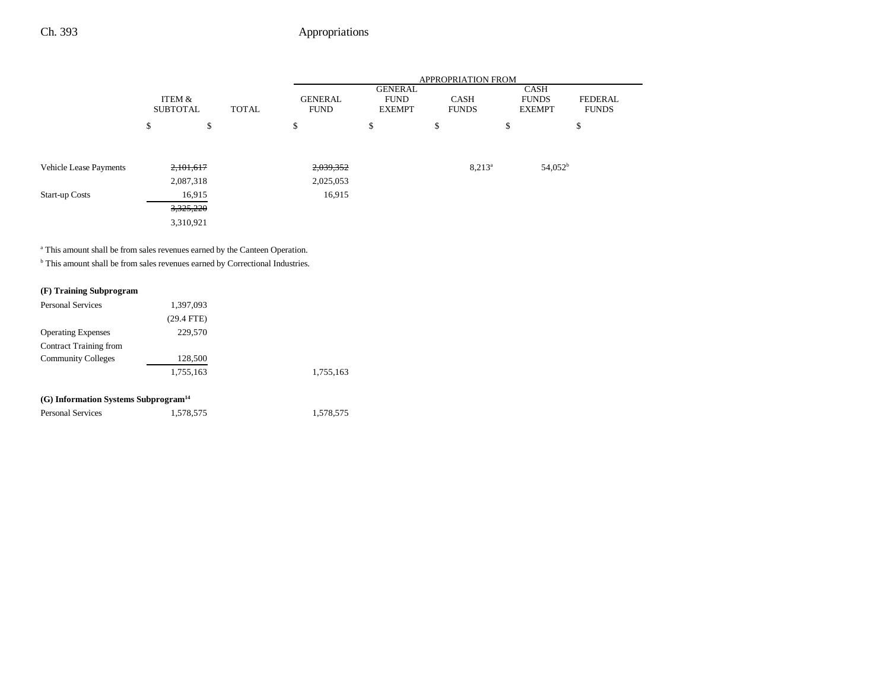| | ITEM & SUBTOTAL | TOTAL | APPROPRIATION FROM GENERAL FUND | GENERAL FUND EXEMPT | CASH FUNDS | CASH FUNDS EXEMPT | FEDERAL FUNDS |
|---|---|---|---|---|---|---|---|
| | $ | $ | $ | $ | $ | $ | $ |
| Vehicle Lease Payments | ~~2,101,617~~ | | ~~2,039,352~~ | | 8,213[a] | 54,052[b] | |
| | 2,087,318 | | 2,025,053 | | | | |
| Start-up Costs | 16,915 | | 16,915 | | | | |
| | ~~3,325,220~~ | | | | | | |
| | 3,310,921 | | | | | | |

[a] This amount shall be from sales revenues earned by the Canteen Operation.

[b] This amount shall be from sales revenues earned by Correctional Industries.

| | ITEM & SUBTOTAL | TOTAL | GENERAL FUND | GENERAL FUND EXEMPT | CASH FUNDS | CASH FUNDS EXEMPT | FEDERAL FUNDS |
|---|---|---|---|---|---|---|---|
| **(F) Training Subprogram** | | | | | | | |
| Personal Services | 1,397,093 | | | | | | |
| | (29.4 FTE) | | | | | | |
| Operating Expenses | 229,570 | | | | | | |
| Contract Training from Community Colleges | 128,500 | | | | | | |
| | 1,755,163 | | 1,755,163 | | | | |
| **(G) Information Systems Subprogram[14]** | | | | | | | |
| Personal Services | 1,578,575 | | 1,578,575 | | | | |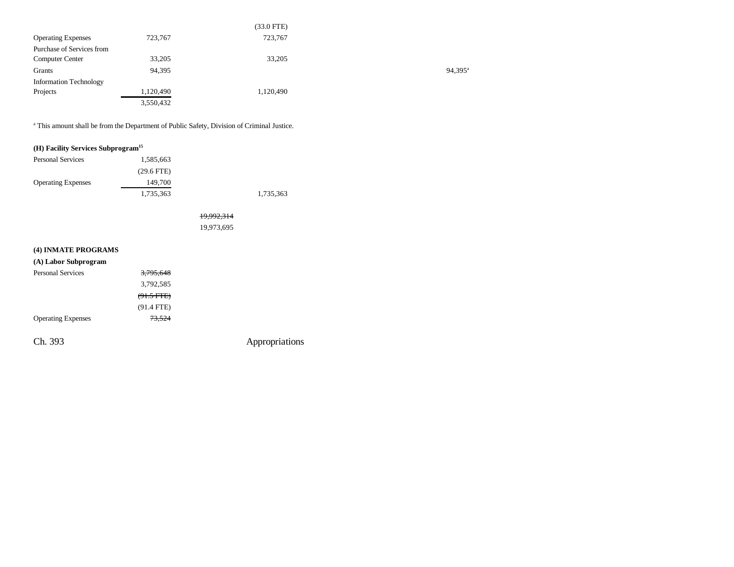| | | | | |
|---|---|---|---|---|
| | | | (33.0 FTE) | |
| Operating Expenses | 723,767 | | 723,767 | |
| Purchase of Services from Computer Center | 33,205 | | 33,205 | |
| Grants | 94,395 | | | 94,395[a] |
| Information Technology Projects | 1,120,490 | | 1,120,490 | |
| | 3,550,432 | | | |

[a] This amount shall be from the Department of Public Safety, Division of Criminal Justice.

**(H) Facility Services Subprogram[15]**

| | | | |
|---|---|---|---|
| Personal Services | 1,585,663 | | |
| | (29.6 FTE) | | |
| Operating Expenses | 149,700 | | |
| | 1,735,363 | | 1,735,363 |
| | | ~~19,992,314~~ | |
| | | 19,973,695 | |

**(4) INMATE PROGRAMS**

**(A) Labor Subprogram**

| | |
|---|---|
| Personal Services | ~~3,795,648~~ |
| | 3,792,585 |
| | ~~(91.5 FTE)~~ |
| | (91.4 FTE) |
| Operating Expenses | ~~73,524~~ |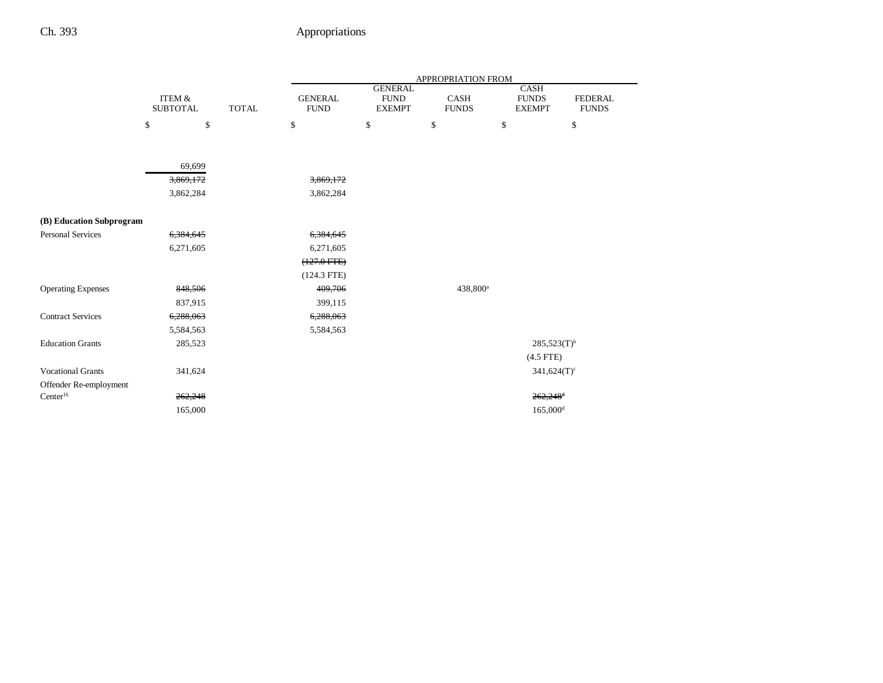| | ITEM & SUBTOTAL | TOTAL | GENERAL FUND | GENERAL FUND EXEMPT | CASH FUNDS | CASH FUNDS EXEMPT | FEDERAL FUNDS |
|---|---|---|---|---|---|---|---|
| | $ | $ | $ | $ | $ | $ | $ |
| | 69,699 | | | | | | |
| | ~~3,869,172~~ | | ~~3,869,172~~ | | | | |
| | 3,862,284 | | 3,862,284 | | | | |
| **(B) Education Subprogram** | | | | | | | |
| Personal Services | ~~6,384,645~~ | | ~~6,384,645~~ | | | | |
| | 6,271,605 | | 6,271,605 | | | | |
| | | | ~~(127.0 FTE)~~ | | | | |
| | | | (124.3 FTE) | | | | |
| Operating Expenses | ~~848,506~~ | | ~~409,706~~ | | 438,800[a] | | |
| | 837,915 | | 399,115 | | | | |
| Contract Services | ~~6,288,063~~ | | ~~6,288,063~~ | | | | |
| | 5,584,563 | | 5,584,563 | | | | |
| Education Grants | 285,523 | | | | | 285,523(T)[b] | |
| | | | | | | (4.5 FTE) | |
| Vocational Grants | 341,624 | | | | | 341,624(T)[c] | |
| Offender Re-employment Center[16] | ~~262,248~~ | | | | | ~~262,248~~[d] | |
| | 165,000 | | | | | 165,000[d] | |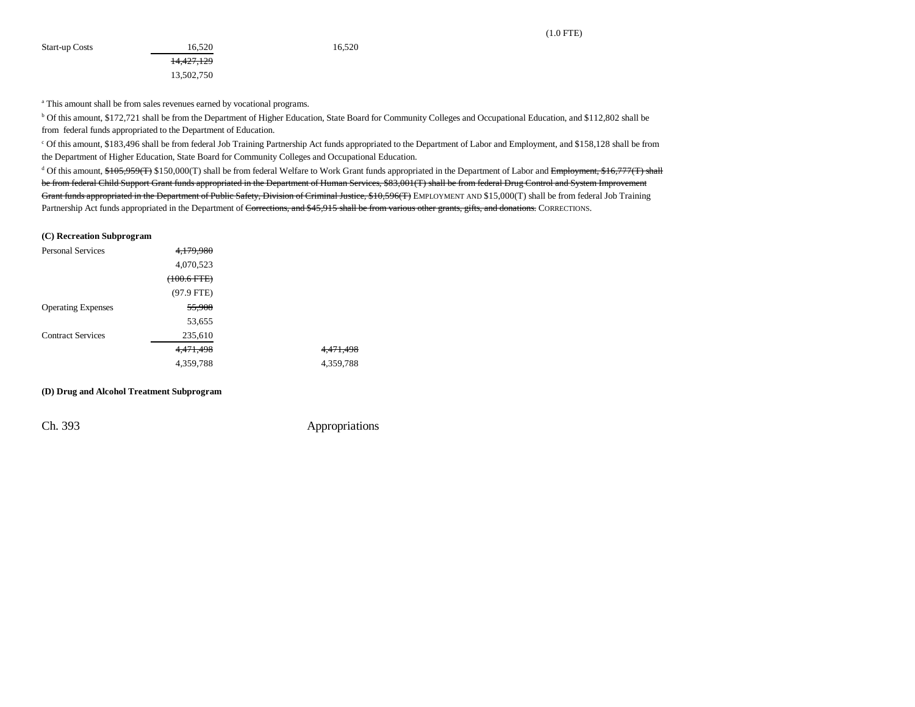| | | | (1.0 FTE) |
|---|---|---|---|
| Start-up Costs | 16,520 | 16,520 | |
| | ~~14,427,129~~ | | |
| | 13,502,750 | | |

[a] This amount shall be from sales revenues earned by vocational programs.

[b] Of this amount, $172,721 shall be from the Department of Higher Education, State Board for Community Colleges and Occupational Education, and $112,802 shall be from federal funds appropriated to the Department of Education.

[c] Of this amount, $183,496 shall be from federal Job Training Partnership Act funds appropriated to the Department of Labor and Employment, and $158,128 shall be from the Department of Higher Education, State Board for Community Colleges and Occupational Education.

[d] Of this amount, ~~$105,959(T)~~ $150,000(T) shall be from federal Welfare to Work Grant funds appropriated in the Department of Labor and ~~Employment, $16,777(T) shall be from federal Child Support Grant funds appropriated in the Department of Human Services, $83,001(T) shall be from federal Drug Control and System Improvement Grant funds appropriated in the Department of Public Safety, Division of Criminal Justice, $10,596(T)~~ EMPLOYMENT AND $15,000(T) shall be from federal Job Training Partnership Act funds appropriated in the Department of ~~Corrections, and $45,915 shall be from various other grants, gifts, and donations.~~ CORRECTIONS.

**(C) Recreation Subprogram**

| | | |
|---|---|---|
| Personal Services | ~~4,179,980~~ | |
| | 4,070,523 | |
| | ~~(100.6 FTE)~~ | |
| | (97.9 FTE) | |
| Operating Expenses | ~~55,908~~ | |
| | 53,655 | |
| Contract Services | 235,610 | |
| | ~~4,471,498~~ | ~~4,471,498~~ |
| | 4,359,788 | 4,359,788 |

**(D) Drug and Alcohol Treatment Subprogram**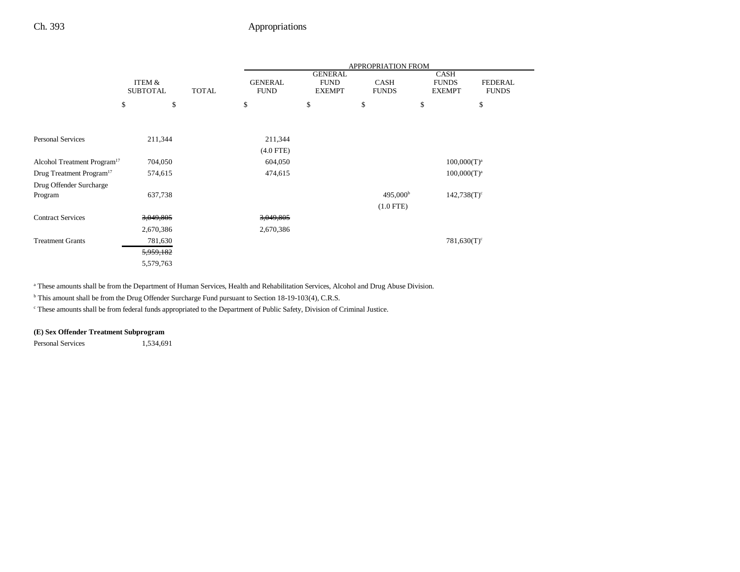| | ITEM & SUBTOTAL | TOTAL | GENERAL FUND | GENERAL FUND EXEMPT | CASH FUNDS | CASH FUNDS EXEMPT | FEDERAL FUNDS |
|---|---|---|---|---|---|---|---|
| | | | APPROPRIATION FROM | | | | |
| | $ | $ | $ | $ | $ | $ | $ |
| Personal Services | 211,344 | | 211,344 (4.0 FTE) | | | | |
| Alcohol Treatment Program[17] | 704,050 | | 604,050 | | | 100,000(T)[a] | |
| Drug Treatment Program[17] | 574,615 | | 474,615 | | | 100,000(T)[a] | |
| Drug Offender Surcharge Program | 637,738 | | | | 495,000[b] (1.0 FTE) | 142,738(T)[c] | |
| Contract Services | ~~3,049,805~~ 2,670,386 | | ~~3,049,805~~ 2,670,386 | | | | |
| Treatment Grants | 781,630 | | | | | 781,630(T)[c] | |
| | ~~5,959,182~~ 5,579,763 | | | | | | |

[a] These amounts shall be from the Department of Human Services, Health and Rehabilitation Services, Alcohol and Drug Abuse Division.

[b] This amount shall be from the Drug Offender Surcharge Fund pursuant to Section 18-19-103(4), C.R.S.

[c] These amounts shall be from federal funds appropriated to the Department of Public Safety, Division of Criminal Justice.

**(E) Sex Offender Treatment Subprogram**

| | ITEM & SUBTOTAL | TOTAL | GENERAL FUND | GENERAL FUND EXEMPT | CASH FUNDS | CASH FUNDS EXEMPT | FEDERAL FUNDS |
|---|---|---|---|---|---|---|---|
| Personal Services | 1,534,691 | | | | | | |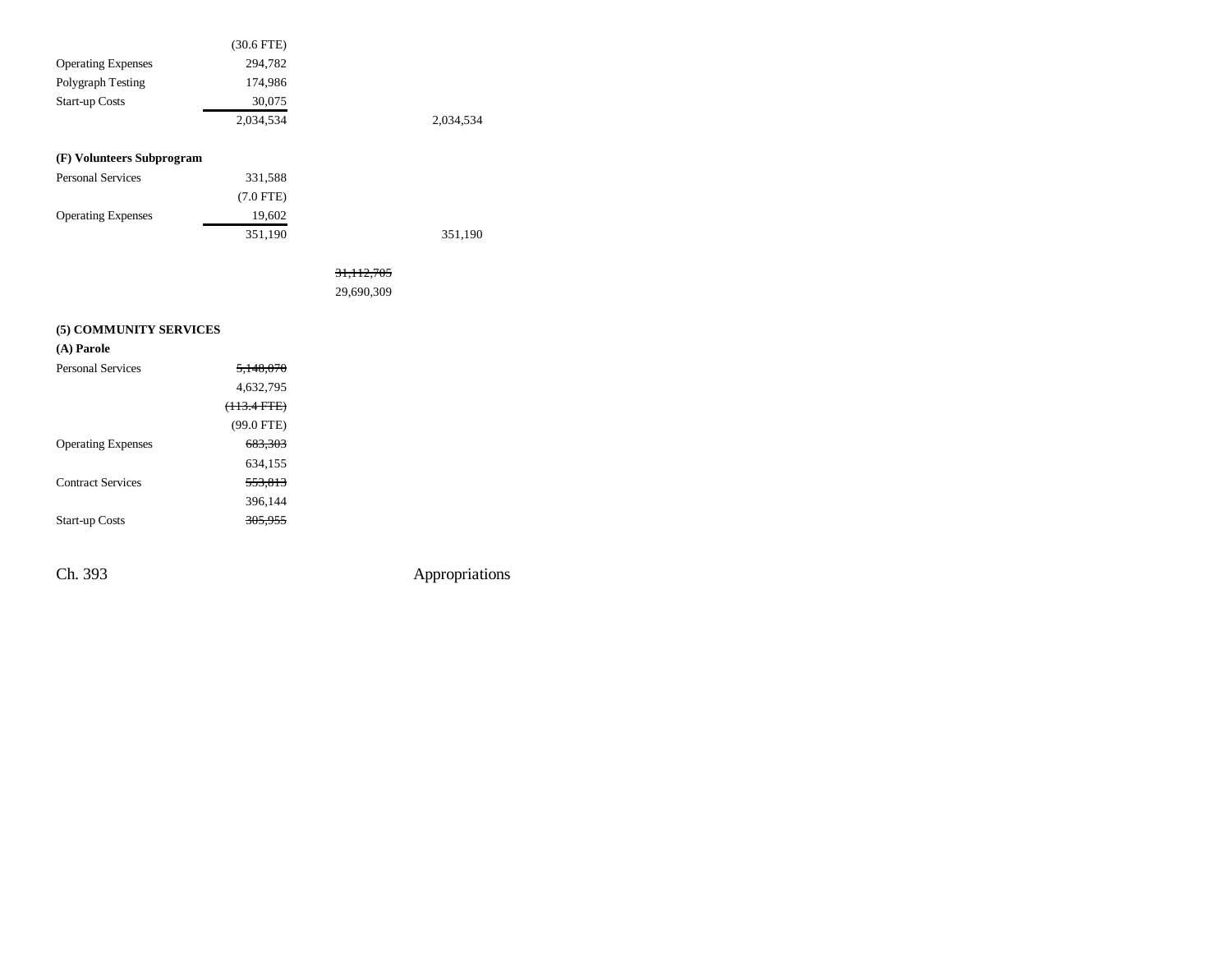| | | | |
|---|---|---|---|
| | (30.6 FTE) | | |
| Operating Expenses | 294,782 | | |
| Polygraph Testing | 174,986 | | |
| Start-up Costs | 30,075 | | |
| | 2,034,534 | | 2,034,534 |
| | | | |
| **(F) Volunteers Subprogram** | | | |
| Personal Services | 331,588 | | |
| | (7.0 FTE) | | |
| Operating Expenses | 19,602 | | |
| | 351,190 | | 351,190 |
| | | | |
| | | ~~31,112,705~~ | |
| | | 29,690,309 | |
| | | | |
| **(5) COMMUNITY SERVICES** | | | |
| **(A) Parole** | | | |
| Personal Services | ~~5,148,070~~ | | |
| | 4,632,795 | | |
| | ~~(113.4 FTE)~~ | | |
| | (99.0 FTE) | | |
| Operating Expenses | ~~683,303~~ | | |
| | 634,155 | | |
| Contract Services | ~~553,813~~ | | |
| | 396,144 | | |
| Start-up Costs | ~~305,955~~ | | |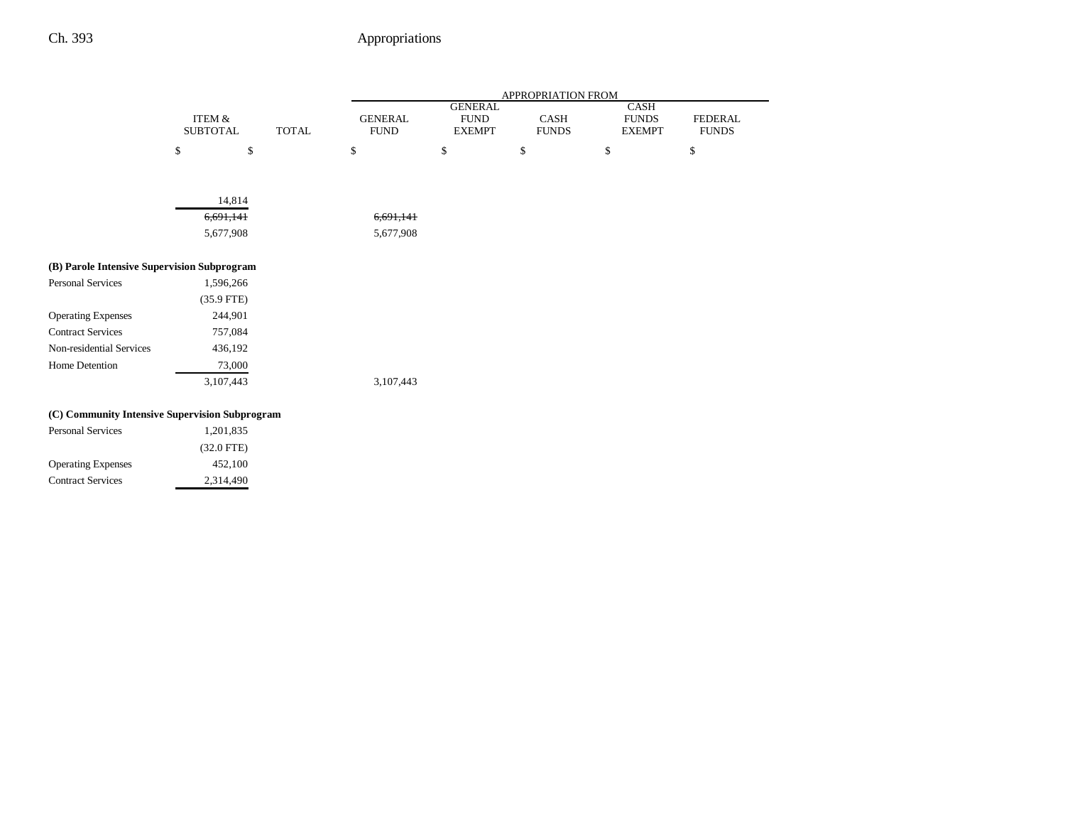|  | ITEM & SUBTOTAL | TOTAL | GENERAL FUND | GENERAL FUND EXEMPT | CASH FUNDS | CASH FUNDS EXEMPT | FEDERAL FUNDS |
|---|---|---|---|---|---|---|---|
|  | $ | $ | $ | $ | $ | $ | $ |
|  | 14,814 |  |  |  |  |  |  |
|  | ~~6,691,141~~ |  | ~~6,691,141~~ |  |  |  |  |
|  | 5,677,908 |  | 5,677,908 |  |  |  |  |
| **(B) Parole Intensive Supervision Subprogram** |  |  |  |  |  |  |  |
| Personal Services | 1,596,266 |  |  |  |  |  |  |
|  | (35.9 FTE) |  |  |  |  |  |  |
| Operating Expenses | 244,901 |  |  |  |  |  |  |
| Contract Services | 757,084 |  |  |  |  |  |  |
| Non-residential Services | 436,192 |  |  |  |  |  |  |
| Home Detention | 73,000 |  |  |  |  |  |  |
|  | 3,107,443 |  | 3,107,443 |  |  |  |  |
| **(C) Community Intensive Supervision Subprogram** |  |  |  |  |  |  |  |
| Personal Services | 1,201,835 |  |  |  |  |  |  |
|  | (32.0 FTE) |  |  |  |  |  |  |
| Operating Expenses | 452,100 |  |  |  |  |  |  |
| Contract Services | 2,314,490 |  |  |  |  |  |  |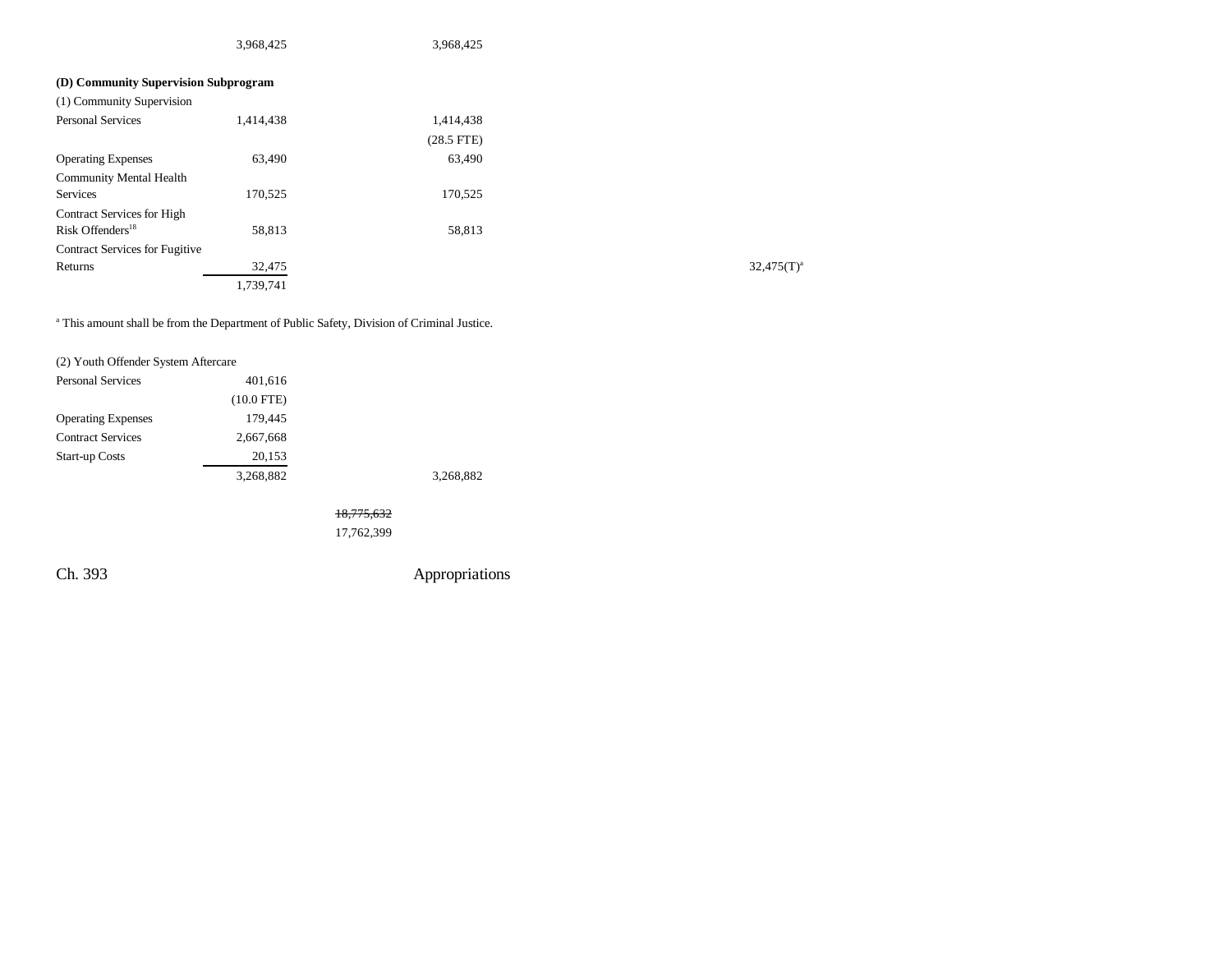| | | | | | | |
|---|---|---|---|---|---|---|
| | 3,968,425 | | 3,968,425 | | | |
| **(D) Community Supervision Subprogram** | | | | | | |
| (1) Community Supervision | | | | | | |
| Personal Services | 1,414,438 | | 1,414,438 | | | |
| | | | (28.5 FTE) | | | |
| Operating Expenses | 63,490 | | 63,490 | | | |
| Community Mental Health Services | 170,525 | | 170,525 | | | |
| Contract Services for High Risk Offenders[18] | 58,813 | | 58,813 | | | |
| Contract Services for Fugitive Returns | 32,475 | | | | | 32,475(T)[a] |
| | 1,739,741 | | | | | |

[a] This amount shall be from the Department of Public Safety, Division of Criminal Justice.

| | | | | | | |
|---|---|---|---|---|---|---|
| (2) Youth Offender System Aftercare | | | | | | |
| Personal Services | 401,616 | | | | | |
| | (10.0 FTE) | | | | | |
| Operating Expenses | 179,445 | | | | | |
| Contract Services | 2,667,668 | | | | | |
| Start-up Costs | 20,153 | | | | | |
| | 3,268,882 | | 3,268,882 | | | |
| | | ~~18,775,632~~ | | | | |
| | | 17,762,399 | | | | |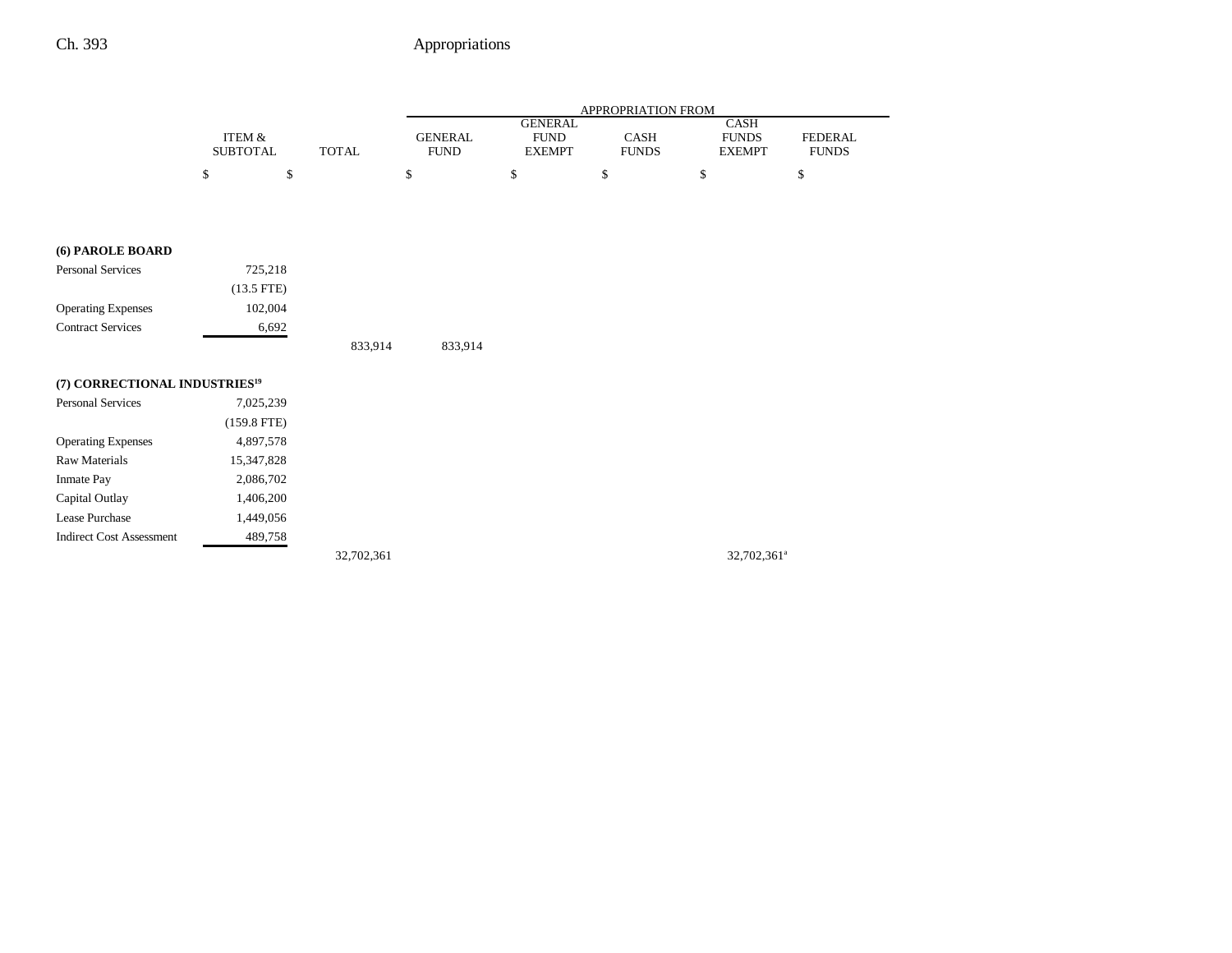|  | ITEM & SUBTOTAL | TOTAL | APPROPRIATION FROM GENERAL FUND | GENERAL FUND EXEMPT | CASH FUNDS | CASH FUNDS EXEMPT | FEDERAL FUNDS |
|---|---|---|---|---|---|---|---|
|  | $ | $ | $ | $ | $ | $ | $ |
| **(6) PAROLE BOARD** |  |  |  |  |  |  |  |
| Personal Services | 725,218 |  |  |  |  |  |  |
|  | (13.5 FTE) |  |  |  |  |  |  |
| Operating Expenses | 102,004 |  |  |  |  |  |  |
| Contract Services | 6,692 |  |  |  |  |  |  |
|  |  | 833,914 | 833,914 |  |  |  |  |
| **(7) CORRECTIONAL INDUSTRIES[19]** |  |  |  |  |  |  |  |
| Personal Services | 7,025,239 |  |  |  |  |  |  |
|  | (159.8 FTE) |  |  |  |  |  |  |
| Operating Expenses | 4,897,578 |  |  |  |  |  |  |
| Raw Materials | 15,347,828 |  |  |  |  |  |  |
| Inmate Pay | 2,086,702 |  |  |  |  |  |  |
| Capital Outlay | 1,406,200 |  |  |  |  |  |  |
| Lease Purchase | 1,449,056 |  |  |  |  |  |  |
| Indirect Cost Assessment | 489,758 |  |  |  |  |  |  |
|  |  | 32,702,361 |  |  |  | 32,702,361[a] |  |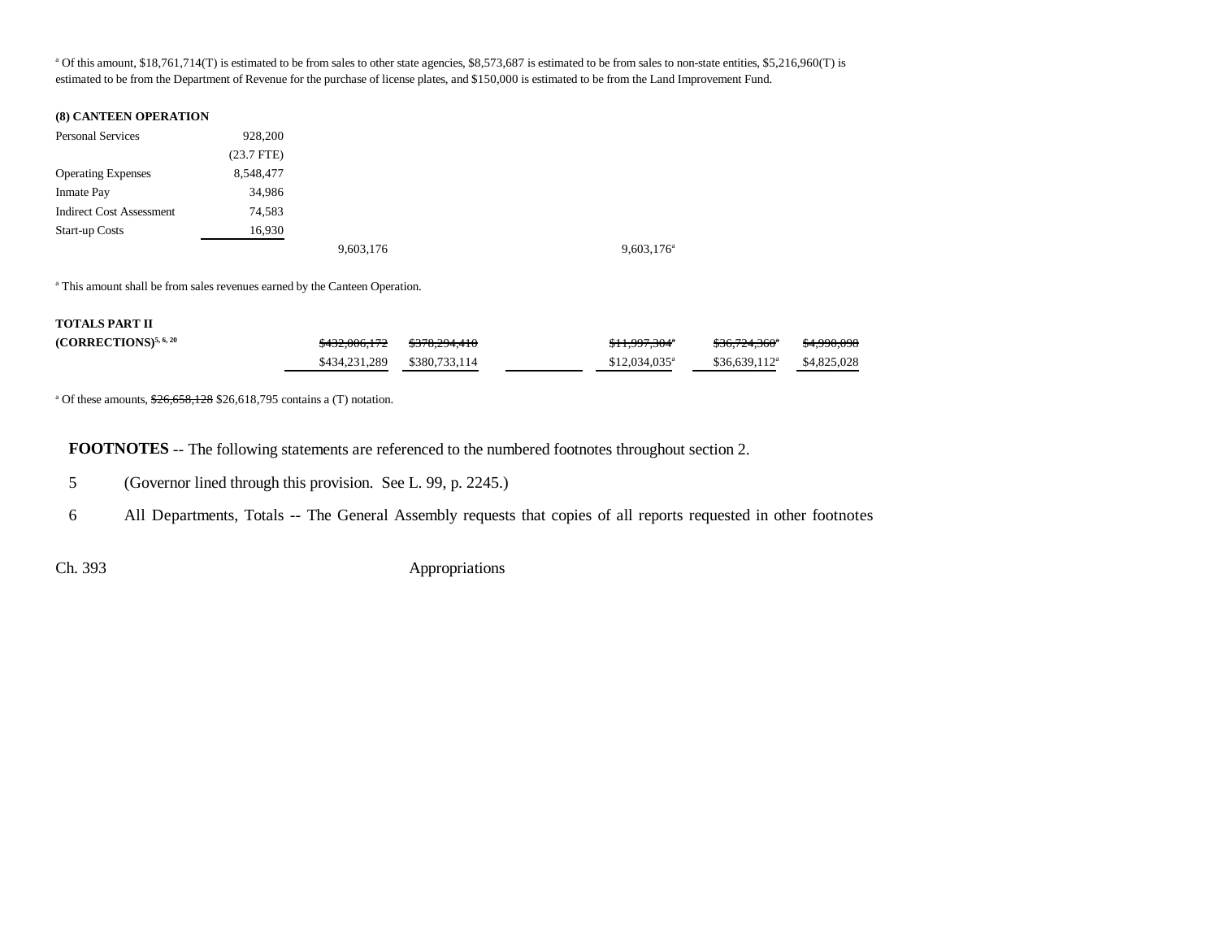[a] Of this amount, $18,761,714(T) is estimated to be from sales to other state agencies, $8,573,687 is estimated to be from sales to non-state entities, $5,216,960(T) is estimated to be from the Department of Revenue for the purchase of license plates, and $150,000 is estimated to be from the Land Improvement Fund.

**(8) CANTEEN OPERATION**

| | | | | | | | |
|---|---|---|---|---|---|---|---|
| Personal Services | 928,200 | | | | | | |
| | (23.7 FTE) | | | | | | |
| Operating Expenses | 8,548,477 | | | | | | |
| Inmate Pay | 34,986 | | | | | | |
| Indirect Cost Assessment | 74,583 | | | | | | |
| Start-up Costs | 16,930 | | | | | | |
| | | 9,603,176 | | | 9,603,176[a] | | |

[a] This amount shall be from sales revenues earned by the Canteen Operation.

| | | | | | | | |
|---|---|---|---|---|---|---|---|
| **TOTALS PART II (CORRECTIONS)**[5, 6, 20] | | ~~$432,006,172~~ | ~~$378,294,410~~ | | ~~$11,997,304~~[a] | ~~$36,724,360~~[a] | ~~$4,990,098~~ |
| | | $434,231,289 | $380,733,114 | | $12,034,035[a] | $36,639,112[a] | $4,825,028 |

[a] Of these amounts, ~~$26,658,128~~ $26,618,795 contains a (T) notation.

**FOOTNOTES** -- The following statements are referenced to the numbered footnotes throughout section 2.

5 (Governor lined through this provision. See L. 99, p. 2245.)

6 All Departments, Totals -- The General Assembly requests that copies of all reports requested in other footnotes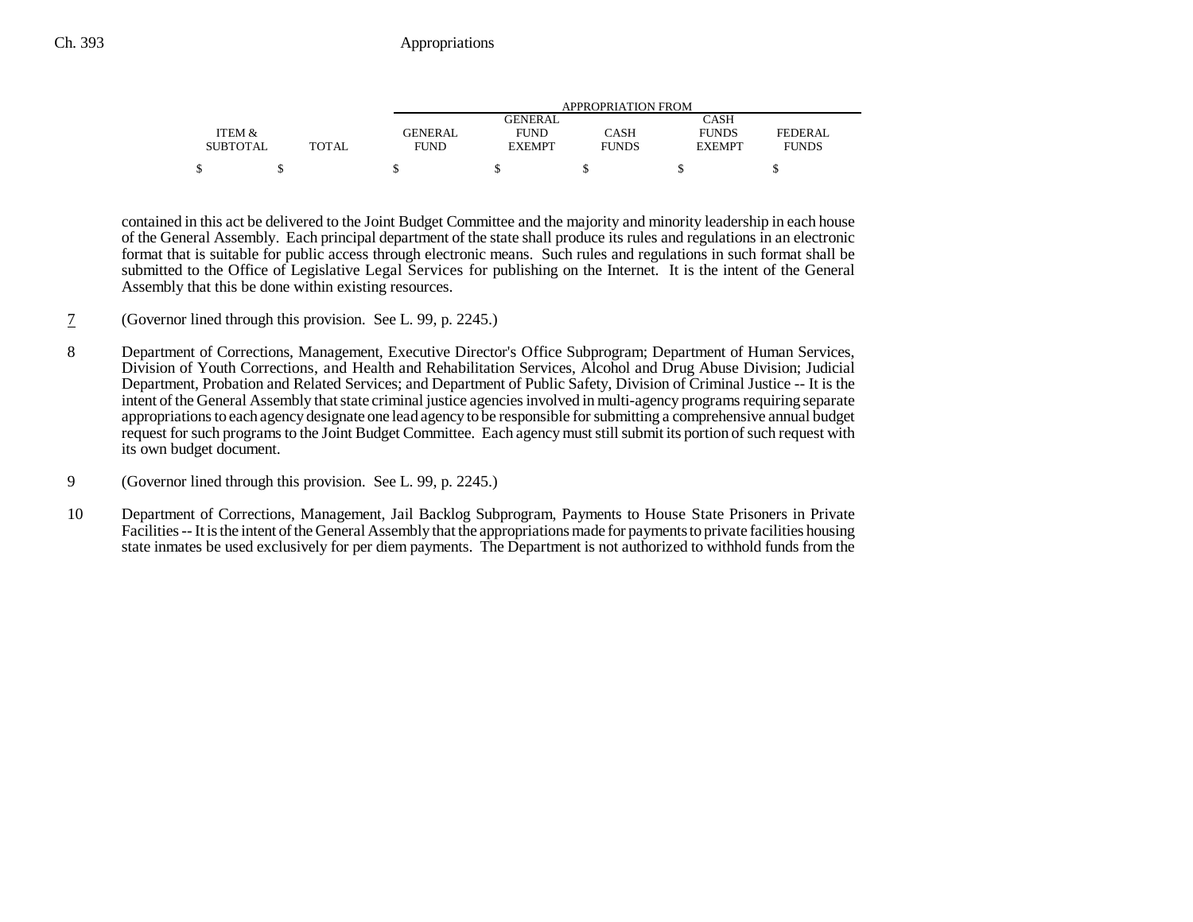| ITEM & SUBTOTAL | TOTAL | GENERAL FUND | GENERAL FUND EXEMPT | CASH FUNDS | CASH FUNDS EXEMPT | FEDERAL FUNDS |
|---|---|---|---|---|---|---|
| $ | $ | $ | $ | $ | $ | $ |

contained in this act be delivered to the Joint Budget Committee and the majority and minority leadership in each house of the General Assembly. Each principal department of the state shall produce its rules and regulations in an electronic format that is suitable for public access through electronic means. Such rules and regulations in such format shall be submitted to the Office of Legislative Legal Services for publishing on the Internet. It is the intent of the General Assembly that this be done within existing resources.

7 (Governor lined through this provision. See L. 99, p. 2245.)

8 Department of Corrections, Management, Executive Director's Office Subprogram; Department of Human Services, Division of Youth Corrections, and Health and Rehabilitation Services, Alcohol and Drug Abuse Division; Judicial Department, Probation and Related Services; and Department of Public Safety, Division of Criminal Justice -- It is the intent of the General Assembly that state criminal justice agencies involved in multi-agency programs requiring separate appropriations to each agency designate one lead agency to be responsible for submitting a comprehensive annual budget request for such programs to the Joint Budget Committee. Each agency must still submit its portion of such request with its own budget document.

9 (Governor lined through this provision. See L. 99, p. 2245.)

10 Department of Corrections, Management, Jail Backlog Subprogram, Payments to House State Prisoners in Private Facilities -- It is the intent of the General Assembly that the appropriations made for payments to private facilities housing state inmates be used exclusively for per diem payments. The Department is not authorized to withhold funds from the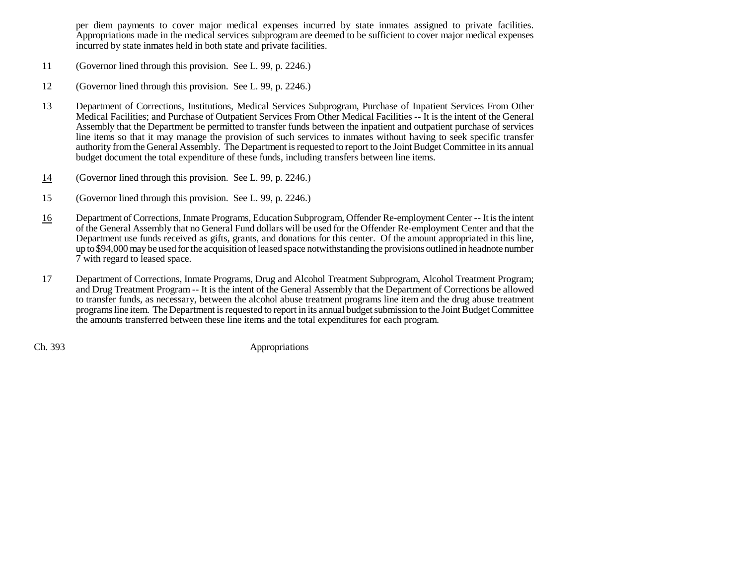per diem payments to cover major medical expenses incurred by state inmates assigned to private facilities. Appropriations made in the medical services subprogram are deemed to be sufficient to cover major medical expenses incurred by state inmates held in both state and private facilities.

11 (Governor lined through this provision. See L. 99, p. 2246.)

12 (Governor lined through this provision. See L. 99, p. 2246.)

13 Department of Corrections, Institutions, Medical Services Subprogram, Purchase of Inpatient Services From Other Medical Facilities; and Purchase of Outpatient Services From Other Medical Facilities -- It is the intent of the General Assembly that the Department be permitted to transfer funds between the inpatient and outpatient purchase of services line items so that it may manage the provision of such services to inmates without having to seek specific transfer authority from the General Assembly. The Department is requested to report to the Joint Budget Committee in its annual budget document the total expenditure of these funds, including transfers between line items.

14 (Governor lined through this provision. See L. 99, p. 2246.)

15 (Governor lined through this provision. See L. 99, p. 2246.)

16 Department of Corrections, Inmate Programs, Education Subprogram, Offender Re-employment Center -- It is the intent of the General Assembly that no General Fund dollars will be used for the Offender Re-employment Center and that the Department use funds received as gifts, grants, and donations for this center. Of the amount appropriated in this line, up to $94,000 may be used for the acquisition of leased space notwithstanding the provisions outlined in headnote number 7 with regard to leased space.

17 Department of Corrections, Inmate Programs, Drug and Alcohol Treatment Subprogram, Alcohol Treatment Program; and Drug Treatment Program -- It is the intent of the General Assembly that the Department of Corrections be allowed to transfer funds, as necessary, between the alcohol abuse treatment programs line item and the drug abuse treatment programs line item. The Department is requested to report in its annual budget submission to the Joint Budget Committee the amounts transferred between these line items and the total expenditures for each program.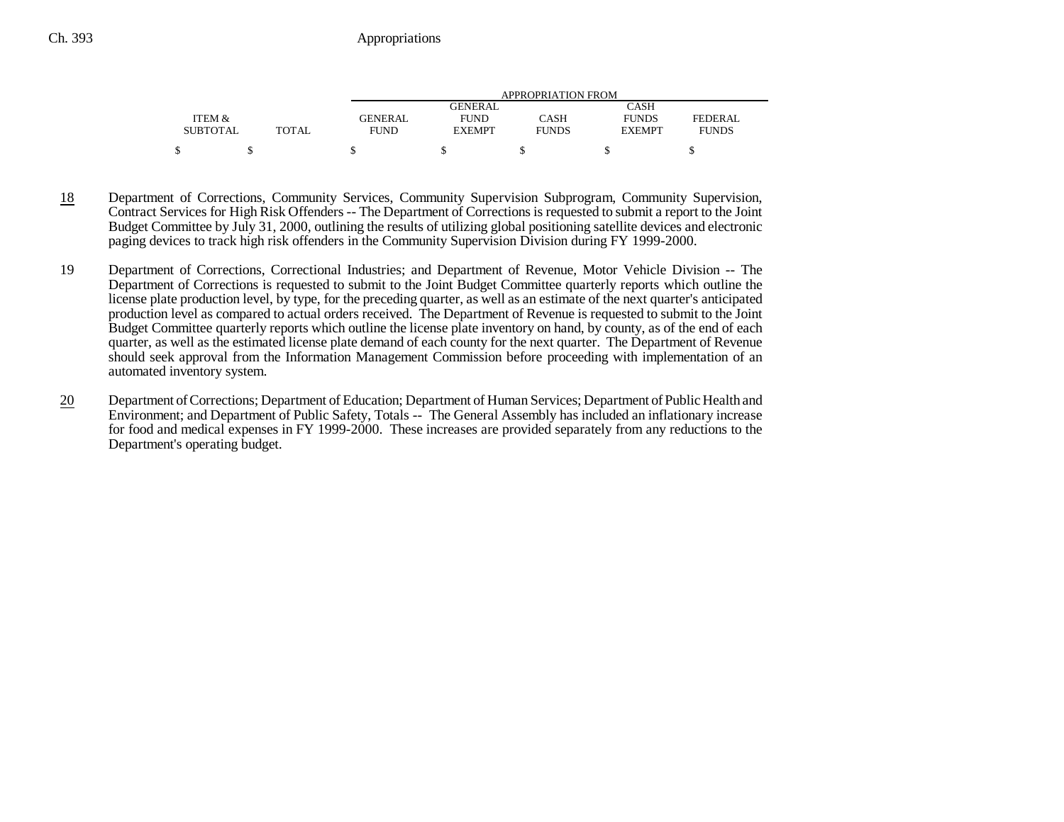| ITEM & SUBTOTAL | TOTAL | GENERAL FUND | GENERAL FUND EXEMPT | CASH FUNDS | CASH FUNDS EXEMPT | FEDERAL FUNDS |
|---|---|---|---|---|---|---|
| $ | $ | $ | $ | $ | $ | $ |

18 Department of Corrections, Community Services, Community Supervision Subprogram, Community Supervision, Contract Services for High Risk Offenders -- The Department of Corrections is requested to submit a report to the Joint Budget Committee by July 31, 2000, outlining the results of utilizing global positioning satellite devices and electronic paging devices to track high risk offenders in the Community Supervision Division during FY 1999-2000.

19 Department of Corrections, Correctional Industries; and Department of Revenue, Motor Vehicle Division -- The Department of Corrections is requested to submit to the Joint Budget Committee quarterly reports which outline the license plate production level, by type, for the preceding quarter, as well as an estimate of the next quarter's anticipated production level as compared to actual orders received. The Department of Revenue is requested to submit to the Joint Budget Committee quarterly reports which outline the license plate inventory on hand, by county, as of the end of each quarter, as well as the estimated license plate demand of each county for the next quarter. The Department of Revenue should seek approval from the Information Management Commission before proceeding with implementation of an automated inventory system.

20 Department of Corrections; Department of Education; Department of Human Services; Department of Public Health and Environment; and Department of Public Safety, Totals -- The General Assembly has included an inflationary increase for food and medical expenses in FY 1999-2000. These increases are provided separately from any reductions to the Department's operating budget.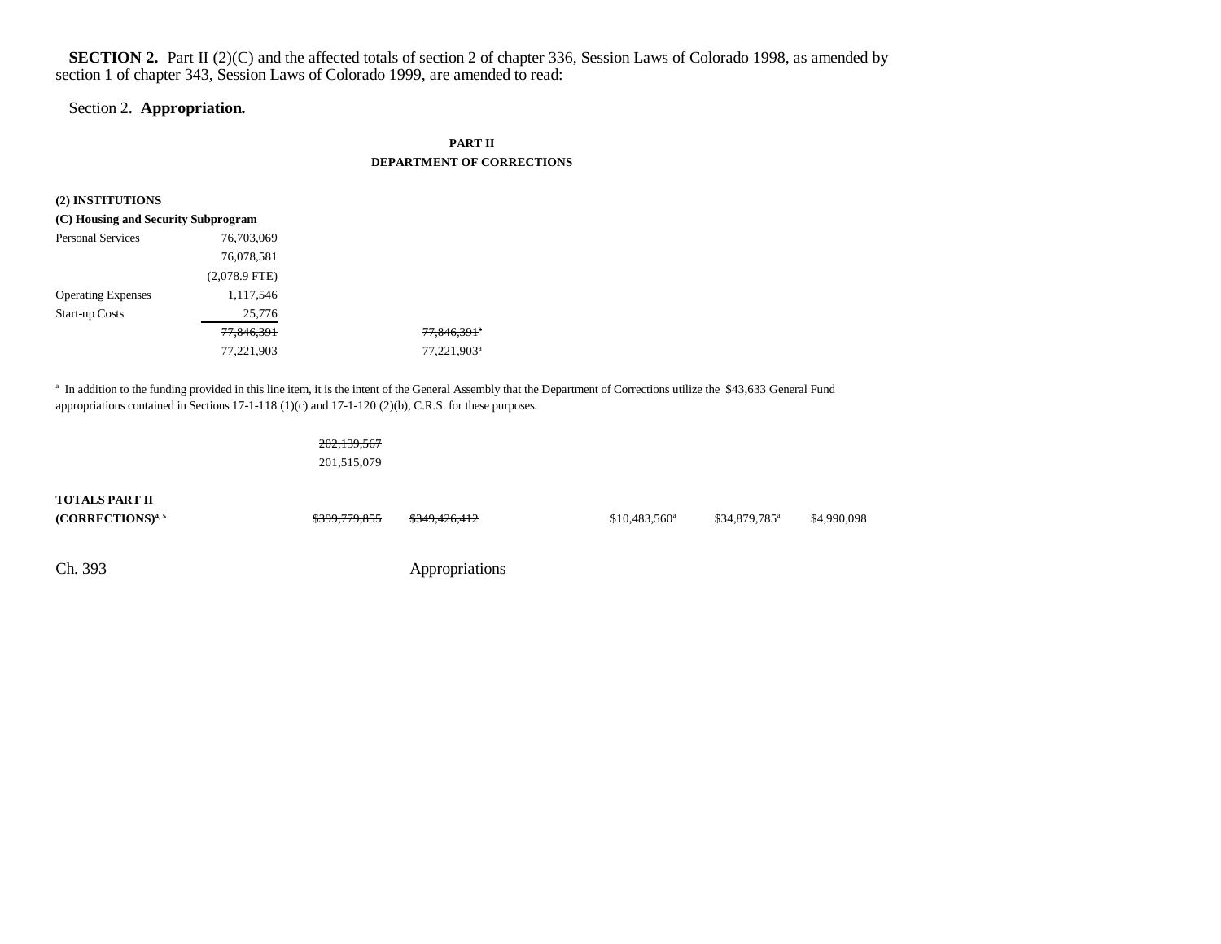**SECTION 2.** Part II (2)(C) and the affected totals of section 2 of chapter 336, Session Laws of Colorado 1998, as amended by section 1 of chapter 343, Session Laws of Colorado 1999, are amended to read:

Section 2. **Appropriation.**

**PART II**
**DEPARTMENT OF CORRECTIONS**

**(2) INSTITUTIONS**
**(C) Housing and Security Subprogram**

| | | | | | | |
|---|---|---|---|---|---|---|
| Personal Services | ~~76,703,069~~ | | | | | |
| | 76,078,581 | | | | | |
| | (2,078.9 FTE) | | | | | |
| Operating Expenses | 1,117,546 | | | | | |
| Start-up Costs | 25,776 | | | | | |
| | ~~77,846,391~~ | | ~~77,846,391~~[a] | | | |
| | 77,221,903 | | 77,221,903[a] | | | |

[a] In addition to the funding provided in this line item, it is the intent of the General Assembly that the Department of Corrections utilize the $43,633 General Fund appropriations contained in Sections 17-1-118 (1)(c) and 17-1-120 (2)(b), C.R.S. for these purposes.

| | | | | | |
|---|---|---|---|---|---|
| | ~~202,139,567~~ | | | | |
| | 201,515,079 | | | | |
| **TOTALS PART II (CORRECTIONS)**[4, 5] | ~~$399,779,855~~ | ~~$349,426,412~~ | $10,483,560[a] | $34,879,785[a] | $4,990,098 |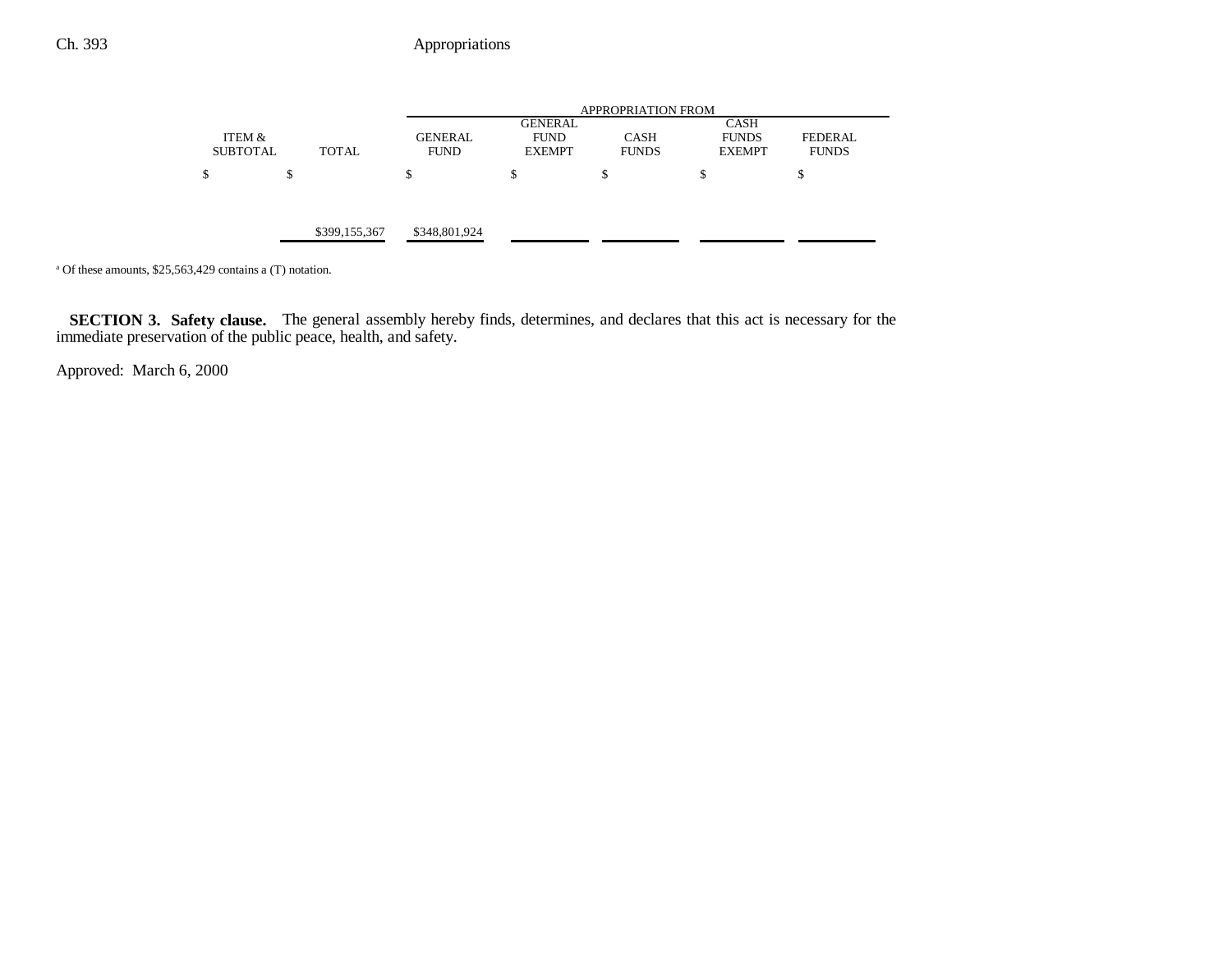| ITEM & SUBTOTAL | TOTAL | APPROPRIATION FROM GENERAL FUND | GENERAL FUND EXEMPT | CASH FUNDS | CASH FUNDS EXEMPT | FEDERAL FUNDS |
|---|---|---|---|---|---|---|
| $ | $ | $ | $ | $ | $ | $ |
| | $399,155,367 | $348,801,924 | | | | |

[a] Of these amounts, $25,563,429 contains a (T) notation.

**SECTION 3. Safety clause.** The general assembly hereby finds, determines, and declares that this act is necessary for the immediate preservation of the public peace, health, and safety.

Approved: March 6, 2000